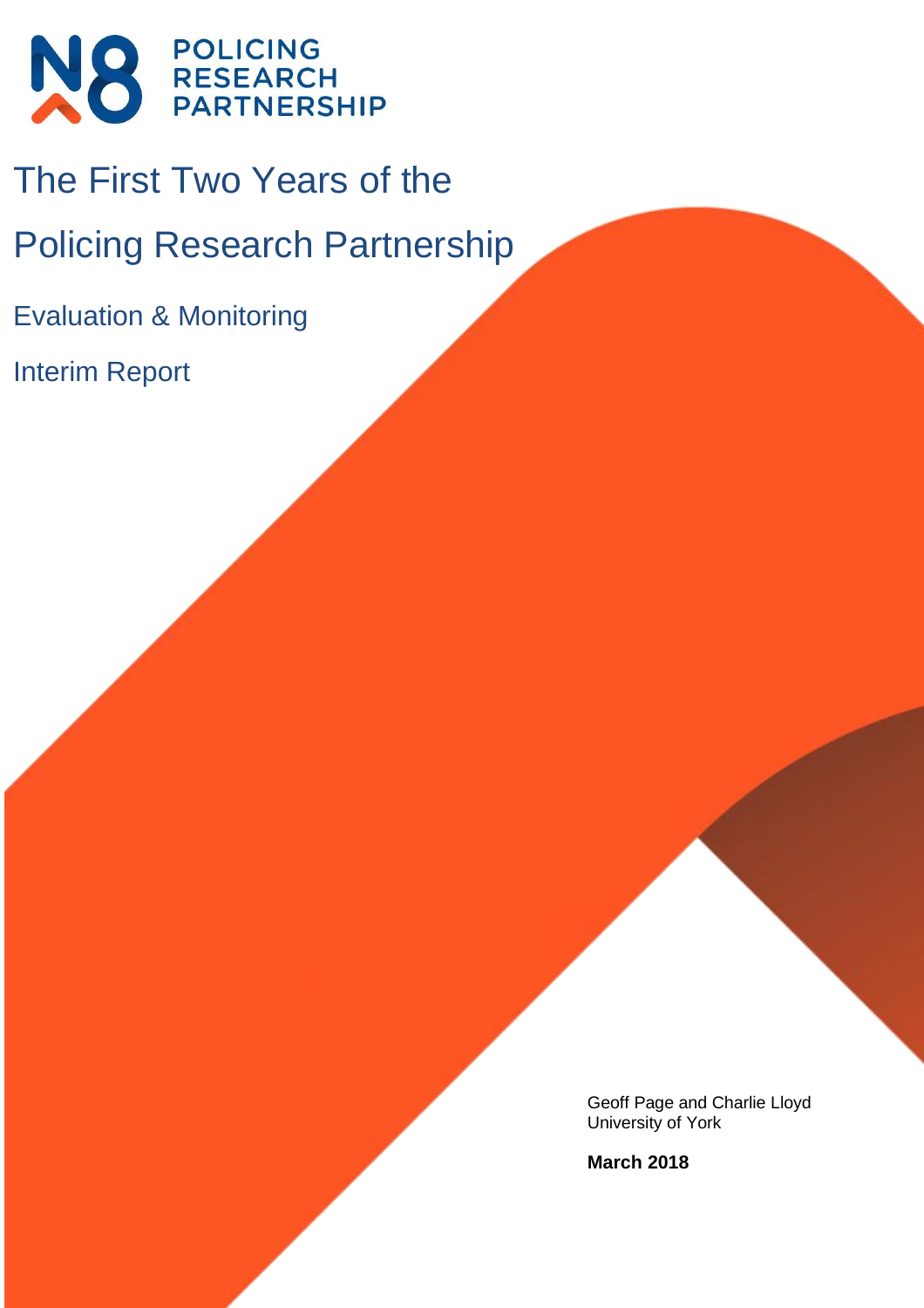N8 POLICING RESEARCH PARTNERSHIP

# The First Two Years of the Policing Research Partnership

## Evaluation & Monitoring

## Interim Report

Geoff Page and Charlie Lloyd
University of York

**March 2018**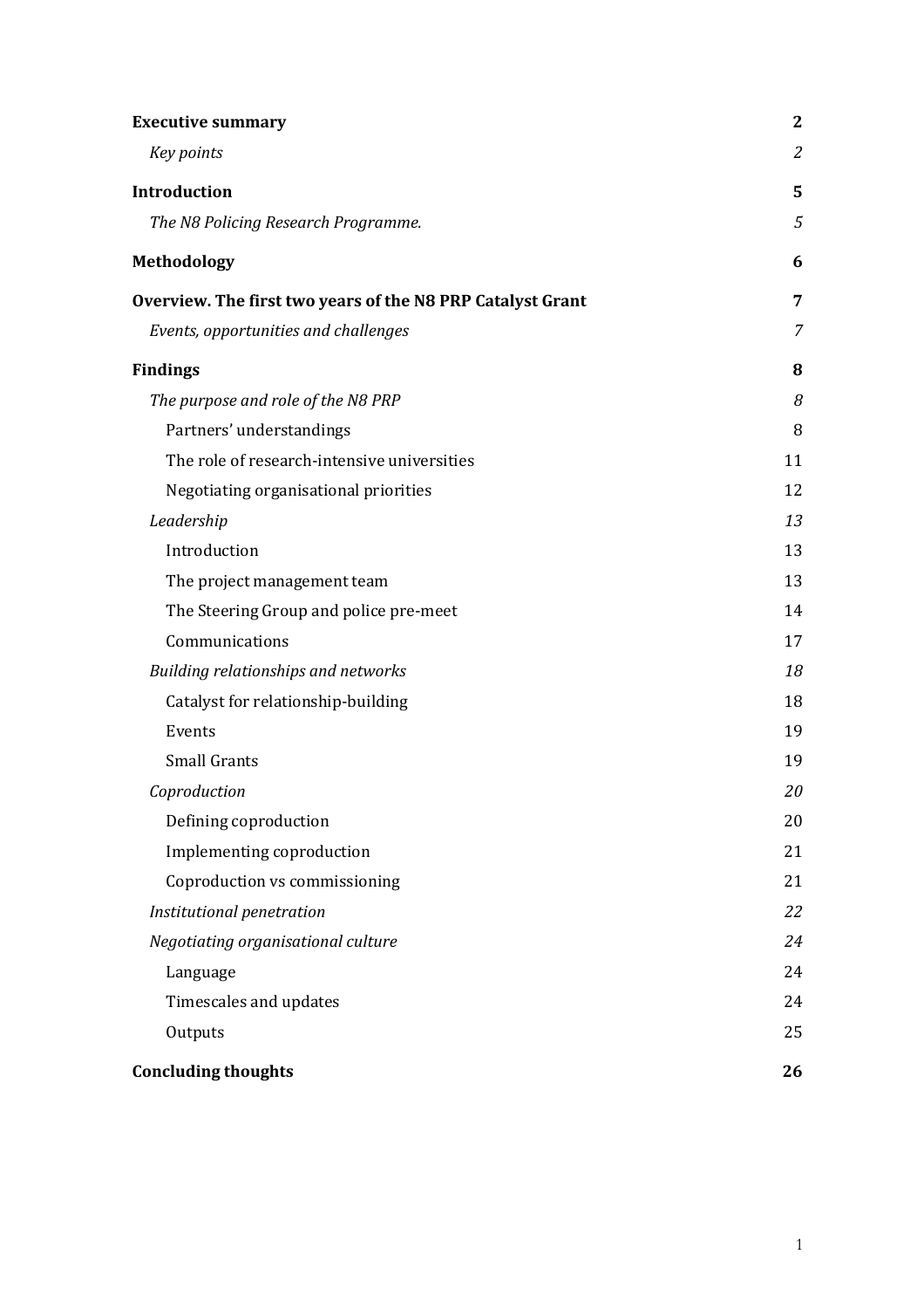**Executive summary** 2

*Key points* 2

**Introduction** 5

*The N8 Policing Research Programme.* 5

**Methodology** 6

**Overview. The first two years of the N8 PRP Catalyst Grant** 7

*Events, opportunities and challenges* 7

**Findings** 8

*The purpose and role of the N8 PRP* 8

Partners' understandings 8

The role of research-intensive universities 11

Negotiating organisational priorities 12

*Leadership* 13

Introduction 13

The project management team 13

The Steering Group and police pre-meet 14

Communications 17

*Building relationships and networks* 18

Catalyst for relationship-building 18

Events 19

Small Grants 19

*Coproduction* 20

Defining coproduction 20

Implementing coproduction 21

Coproduction vs commissioning 21

*Institutional penetration* 22

*Negotiating organisational culture* 24

Language 24

Timescales and updates 24

Outputs 25

**Concluding thoughts** 26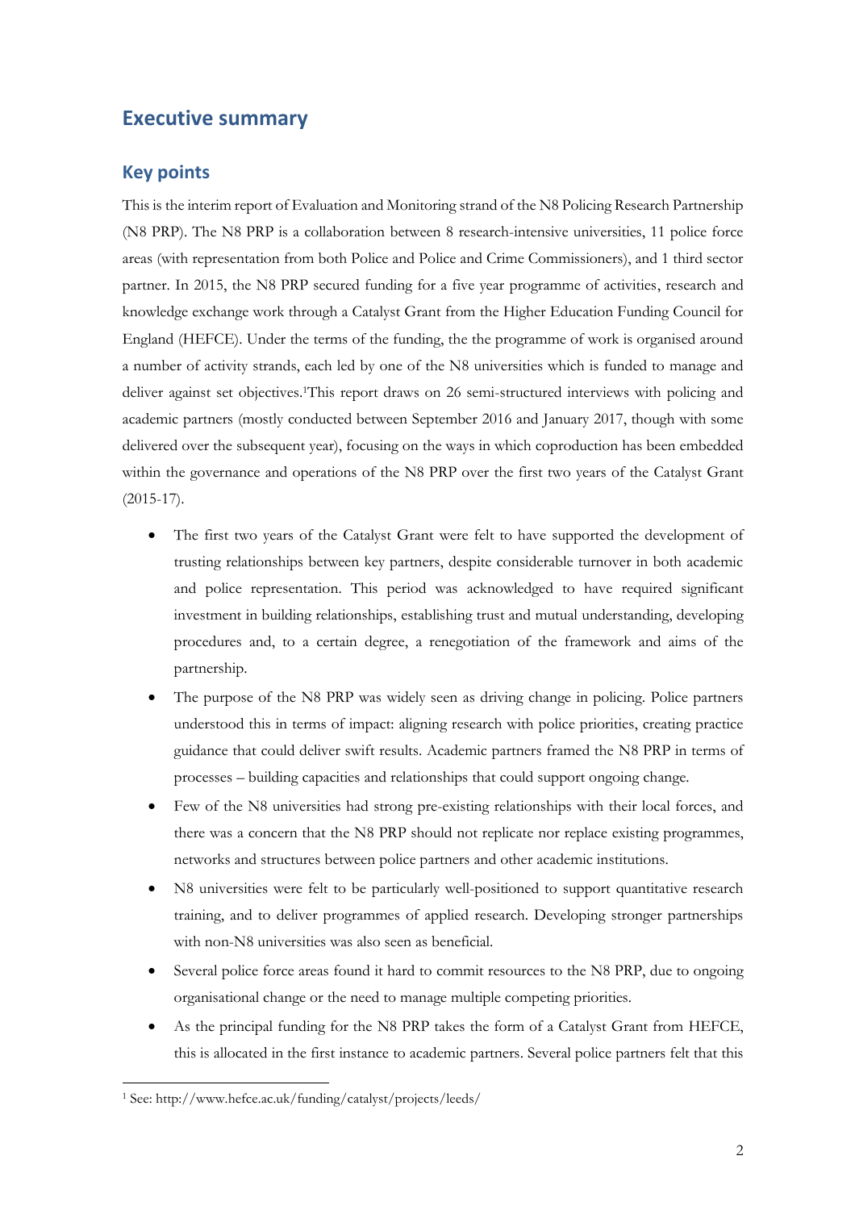## Executive summary

### Key points

This is the interim report of Evaluation and Monitoring strand of the N8 Policing Research Partnership (N8 PRP). The N8 PRP is a collaboration between 8 research-intensive universities, 11 police force areas (with representation from both Police and Police and Crime Commissioners), and 1 third sector partner. In 2015, the N8 PRP secured funding for a five year programme of activities, research and knowledge exchange work through a Catalyst Grant from the Higher Education Funding Council for England (HEFCE). Under the terms of the funding, the the programme of work is organised around a number of activity strands, each led by one of the N8 universities which is funded to manage and deliver against set objectives.[1]This report draws on 26 semi-structured interviews with policing and academic partners (mostly conducted between September 2016 and January 2017, though with some delivered over the subsequent year), focusing on the ways in which coproduction has been embedded within the governance and operations of the N8 PRP over the first two years of the Catalyst Grant (2015-17).

- The first two years of the Catalyst Grant were felt to have supported the development of trusting relationships between key partners, despite considerable turnover in both academic and police representation. This period was acknowledged to have required significant investment in building relationships, establishing trust and mutual understanding, developing procedures and, to a certain degree, a renegotiation of the framework and aims of the partnership.
- The purpose of the N8 PRP was widely seen as driving change in policing. Police partners understood this in terms of impact: aligning research with police priorities, creating practice guidance that could deliver swift results. Academic partners framed the N8 PRP in terms of processes – building capacities and relationships that could support ongoing change.
- Few of the N8 universities had strong pre-existing relationships with their local forces, and there was a concern that the N8 PRP should not replicate nor replace existing programmes, networks and structures between police partners and other academic institutions.
- N8 universities were felt to be particularly well-positioned to support quantitative research training, and to deliver programmes of applied research. Developing stronger partnerships with non-N8 universities was also seen as beneficial.
- Several police force areas found it hard to commit resources to the N8 PRP, due to ongoing organisational change or the need to manage multiple competing priorities.
- As the principal funding for the N8 PRP takes the form of a Catalyst Grant from HEFCE, this is allocated in the first instance to academic partners. Several police partners felt that this

[1] See: http://www.hefce.ac.uk/funding/catalyst/projects/leeds/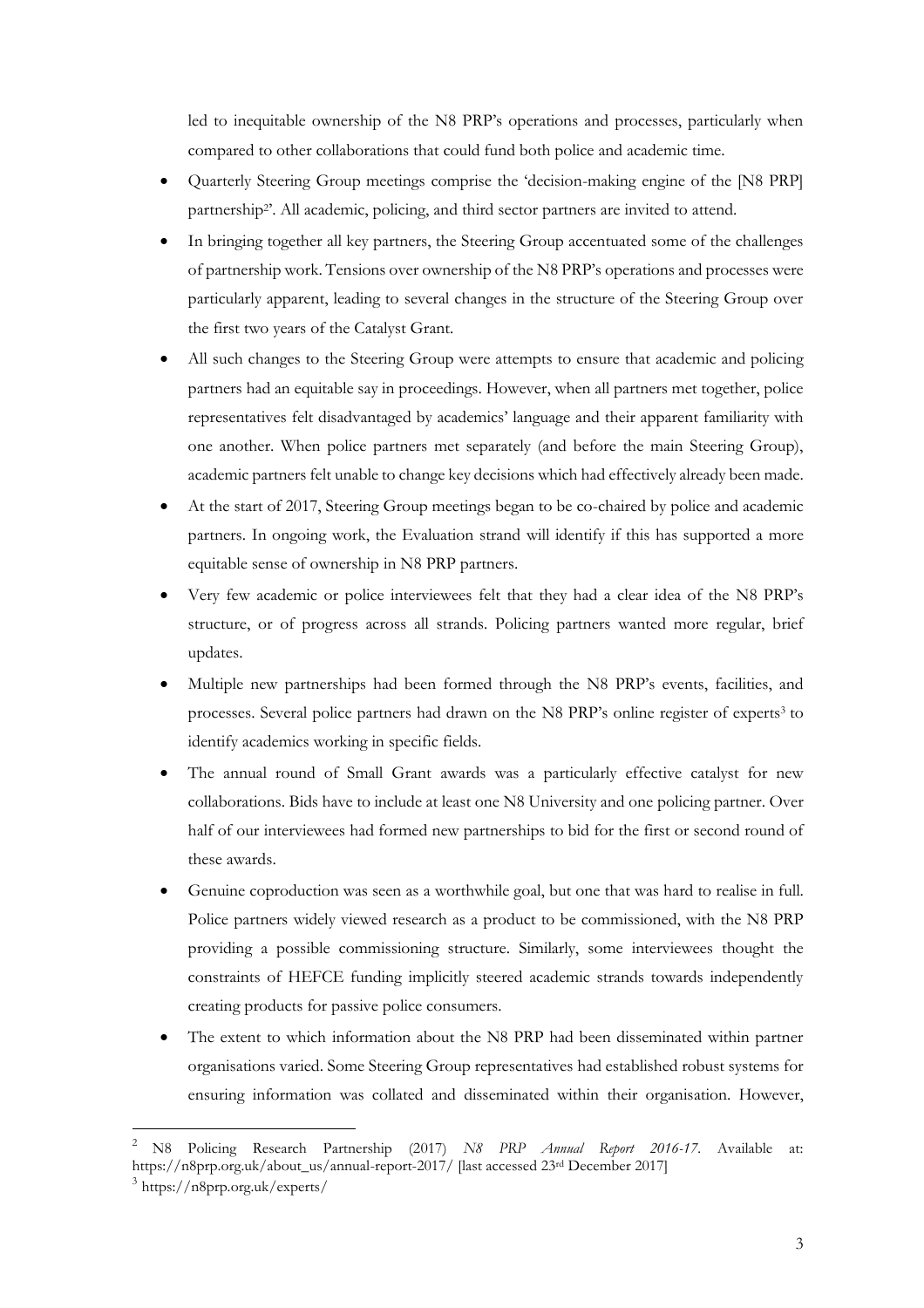led to inequitable ownership of the N8 PRP's operations and processes, particularly when compared to other collaborations that could fund both police and academic time.

- Quarterly Steering Group meetings comprise the 'decision-making engine of the [N8 PRP] partnership[2]'. All academic, policing, and third sector partners are invited to attend.
- In bringing together all key partners, the Steering Group accentuated some of the challenges of partnership work. Tensions over ownership of the N8 PRP's operations and processes were particularly apparent, leading to several changes in the structure of the Steering Group over the first two years of the Catalyst Grant.
- All such changes to the Steering Group were attempts to ensure that academic and policing partners had an equitable say in proceedings. However, when all partners met together, police representatives felt disadvantaged by academics' language and their apparent familiarity with one another. When police partners met separately (and before the main Steering Group), academic partners felt unable to change key decisions which had effectively already been made.
- At the start of 2017, Steering Group meetings began to be co-chaired by police and academic partners. In ongoing work, the Evaluation strand will identify if this has supported a more equitable sense of ownership in N8 PRP partners.
- Very few academic or police interviewees felt that they had a clear idea of the N8 PRP's structure, or of progress across all strands. Policing partners wanted more regular, brief updates.
- Multiple new partnerships had been formed through the N8 PRP's events, facilities, and processes. Several police partners had drawn on the N8 PRP's online register of experts[3] to identify academics working in specific fields.
- The annual round of Small Grant awards was a particularly effective catalyst for new collaborations. Bids have to include at least one N8 University and one policing partner. Over half of our interviewees had formed new partnerships to bid for the first or second round of these awards.
- Genuine coproduction was seen as a worthwhile goal, but one that was hard to realise in full. Police partners widely viewed research as a product to be commissioned, with the N8 PRP providing a possible commissioning structure. Similarly, some interviewees thought the constraints of HEFCE funding implicitly steered academic strands towards independently creating products for passive police consumers.
- The extent to which information about the N8 PRP had been disseminated within partner organisations varied. Some Steering Group representatives had established robust systems for ensuring information was collated and disseminated within their organisation. However,

---

[2] N8 Policing Research Partnership (2017) *N8 PRP Annual Report 2016-17*. Available at: https://n8prp.org.uk/about_us/annual-report-2017/ [last accessed 23rd December 2017]

[3] https://n8prp.org.uk/experts/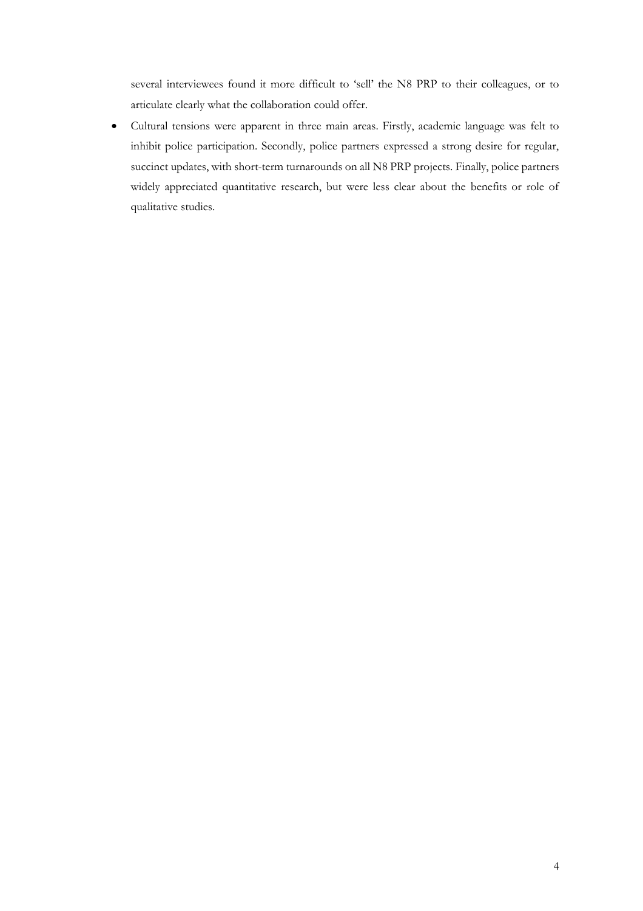several interviewees found it more difficult to 'sell' the N8 PRP to their colleagues, or to articulate clearly what the collaboration could offer.

- Cultural tensions were apparent in three main areas. Firstly, academic language was felt to inhibit police participation. Secondly, police partners expressed a strong desire for regular, succinct updates, with short-term turnarounds on all N8 PRP projects. Finally, police partners widely appreciated quantitative research, but were less clear about the benefits or role of qualitative studies.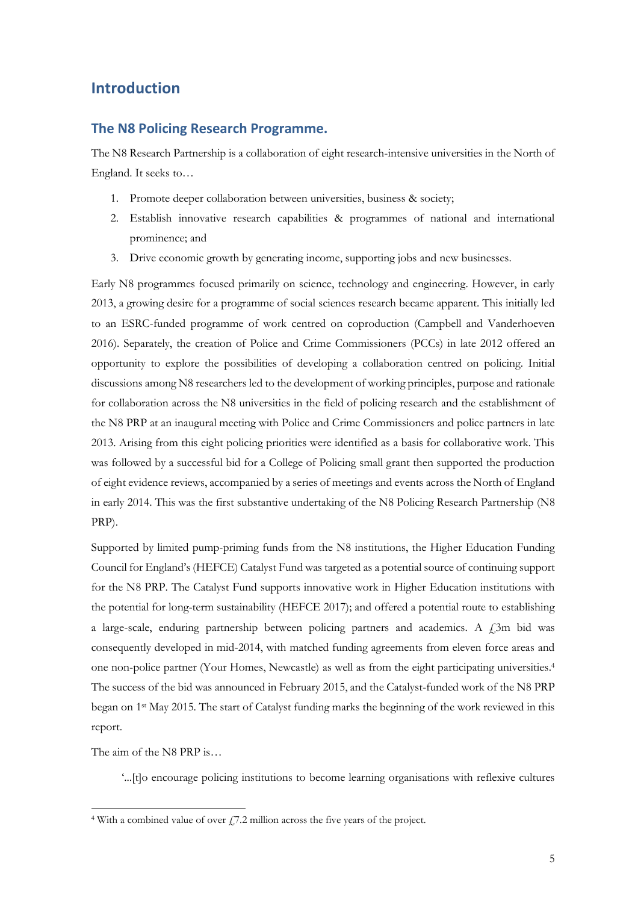# Introduction

## The N8 Policing Research Programme.

The N8 Research Partnership is a collaboration of eight research-intensive universities in the North of England. It seeks to…

1. Promote deeper collaboration between universities, business & society;
2. Establish innovative research capabilities & programmes of national and international prominence; and
3. Drive economic growth by generating income, supporting jobs and new businesses.

Early N8 programmes focused primarily on science, technology and engineering. However, in early 2013, a growing desire for a programme of social sciences research became apparent. This initially led to an ESRC-funded programme of work centred on coproduction (Campbell and Vanderhoeven 2016). Separately, the creation of Police and Crime Commissioners (PCCs) in late 2012 offered an opportunity to explore the possibilities of developing a collaboration centred on policing. Initial discussions among N8 researchers led to the development of working principles, purpose and rationale for collaboration across the N8 universities in the field of policing research and the establishment of the N8 PRP at an inaugural meeting with Police and Crime Commissioners and police partners in late 2013. Arising from this eight policing priorities were identified as a basis for collaborative work. This was followed by a successful bid for a College of Policing small grant then supported the production of eight evidence reviews, accompanied by a series of meetings and events across the North of England in early 2014. This was the first substantive undertaking of the N8 Policing Research Partnership (N8 PRP).

Supported by limited pump-priming funds from the N8 institutions, the Higher Education Funding Council for England's (HEFCE) Catalyst Fund was targeted as a potential source of continuing support for the N8 PRP. The Catalyst Fund supports innovative work in Higher Education institutions with the potential for long-term sustainability (HEFCE 2017); and offered a potential route to establishing a large-scale, enduring partnership between policing partners and academics. A £3m bid was consequently developed in mid-2014, with matched funding agreements from eleven force areas and one non-police partner (Your Homes, Newcastle) as well as from the eight participating universities.[4] The success of the bid was announced in February 2015, and the Catalyst-funded work of the N8 PRP began on 1st May 2015. The start of Catalyst funding marks the beginning of the work reviewed in this report.

The aim of the N8 PRP is…

> '...[t]o encourage policing institutions to become learning organisations with reflexive cultures

[4] With a combined value of over £7.2 million across the five years of the project.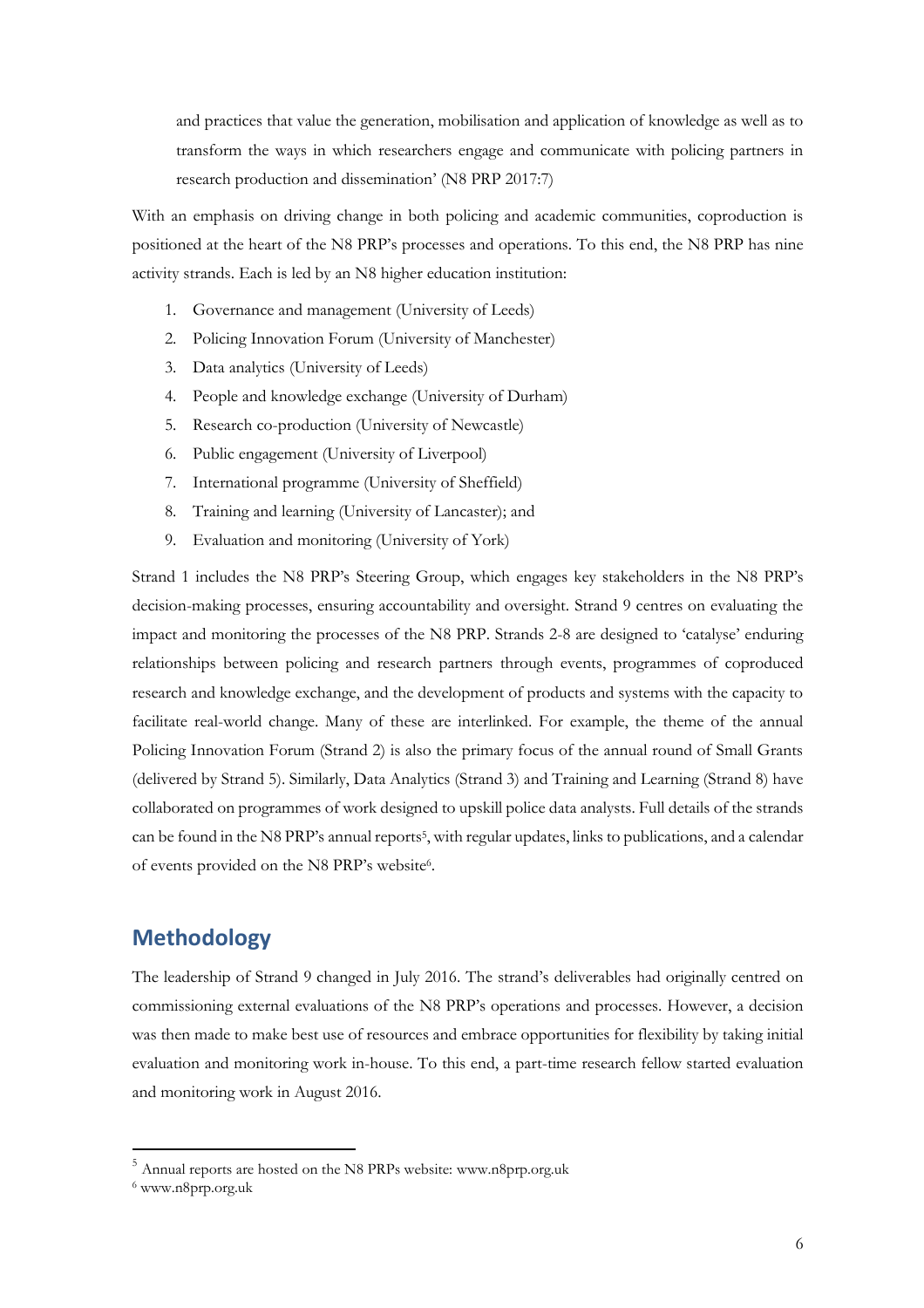and practices that value the generation, mobilisation and application of knowledge as well as to transform the ways in which researchers engage and communicate with policing partners in research production and dissemination' (N8 PRP 2017:7)

With an emphasis on driving change in both policing and academic communities, coproduction is positioned at the heart of the N8 PRP's processes and operations. To this end, the N8 PRP has nine activity strands. Each is led by an N8 higher education institution:

1. Governance and management (University of Leeds)
2. Policing Innovation Forum (University of Manchester)
3. Data analytics (University of Leeds)
4. People and knowledge exchange (University of Durham)
5. Research co-production (University of Newcastle)
6. Public engagement (University of Liverpool)
7. International programme (University of Sheffield)
8. Training and learning (University of Lancaster); and
9. Evaluation and monitoring (University of York)

Strand 1 includes the N8 PRP's Steering Group, which engages key stakeholders in the N8 PRP's decision-making processes, ensuring accountability and oversight. Strand 9 centres on evaluating the impact and monitoring the processes of the N8 PRP. Strands 2-8 are designed to 'catalyse' enduring relationships between policing and research partners through events, programmes of coproduced research and knowledge exchange, and the development of products and systems with the capacity to facilitate real-world change. Many of these are interlinked. For example, the theme of the annual Policing Innovation Forum (Strand 2) is also the primary focus of the annual round of Small Grants (delivered by Strand 5). Similarly, Data Analytics (Strand 3) and Training and Learning (Strand 8) have collaborated on programmes of work designed to upskill police data analysts. Full details of the strands can be found in the N8 PRP's annual reports[5], with regular updates, links to publications, and a calendar of events provided on the N8 PRP's website[6].

## Methodology

The leadership of Strand 9 changed in July 2016. The strand's deliverables had originally centred on commissioning external evaluations of the N8 PRP's operations and processes. However, a decision was then made to make best use of resources and embrace opportunities for flexibility by taking initial evaluation and monitoring work in-house. To this end, a part-time research fellow started evaluation and monitoring work in August 2016.

[5] Annual reports are hosted on the N8 PRPs website: www.n8prp.org.uk

[6] www.n8prp.org.uk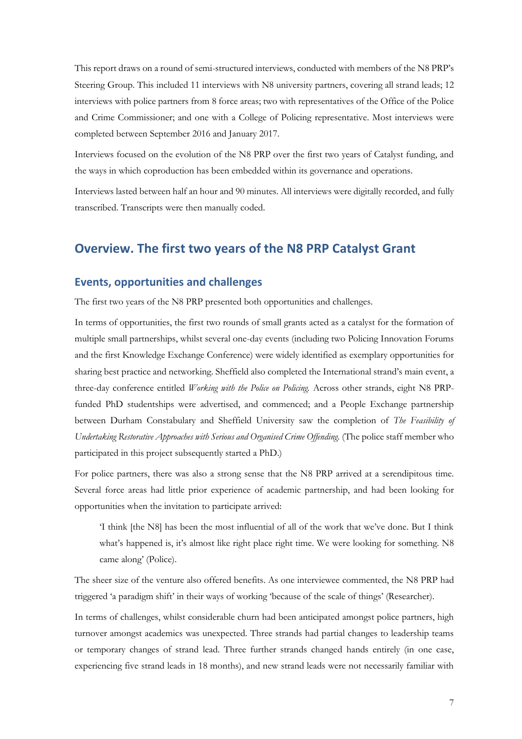This report draws on a round of semi-structured interviews, conducted with members of the N8 PRP's Steering Group. This included 11 interviews with N8 university partners, covering all strand leads; 12 interviews with police partners from 8 force areas; two with representatives of the Office of the Police and Crime Commissioner; and one with a College of Policing representative. Most interviews were completed between September 2016 and January 2017.

Interviews focused on the evolution of the N8 PRP over the first two years of Catalyst funding, and the ways in which coproduction has been embedded within its governance and operations.

Interviews lasted between half an hour and 90 minutes. All interviews were digitally recorded, and fully transcribed. Transcripts were then manually coded.

## Overview. The first two years of the N8 PRP Catalyst Grant

### Events, opportunities and challenges

The first two years of the N8 PRP presented both opportunities and challenges.

In terms of opportunities, the first two rounds of small grants acted as a catalyst for the formation of multiple small partnerships, whilst several one-day events (including two Policing Innovation Forums and the first Knowledge Exchange Conference) were widely identified as exemplary opportunities for sharing best practice and networking. Sheffield also completed the International strand's main event, a three-day conference entitled *Working with the Police on Policing*. Across other strands, eight N8 PRP-funded PhD studentships were advertised, and commenced; and a People Exchange partnership between Durham Constabulary and Sheffield University saw the completion of *The Feasibility of Undertaking Restorative Approaches with Serious and Organised Crime Offending*. (The police staff member who participated in this project subsequently started a PhD.)

For police partners, there was also a strong sense that the N8 PRP arrived at a serendipitous time. Several force areas had little prior experience of academic partnership, and had been looking for opportunities when the invitation to participate arrived:

> 'I think [the N8] has been the most influential of all of the work that we've done. But I think what's happened is, it's almost like right place right time. We were looking for something. N8 came along' (Police).

The sheer size of the venture also offered benefits. As one interviewee commented, the N8 PRP had triggered 'a paradigm shift' in their ways of working 'because of the scale of things' (Researcher).

In terms of challenges, whilst considerable churn had been anticipated amongst police partners, high turnover amongst academics was unexpected. Three strands had partial changes to leadership teams or temporary changes of strand lead. Three further strands changed hands entirely (in one case, experiencing five strand leads in 18 months), and new strand leads were not necessarily familiar with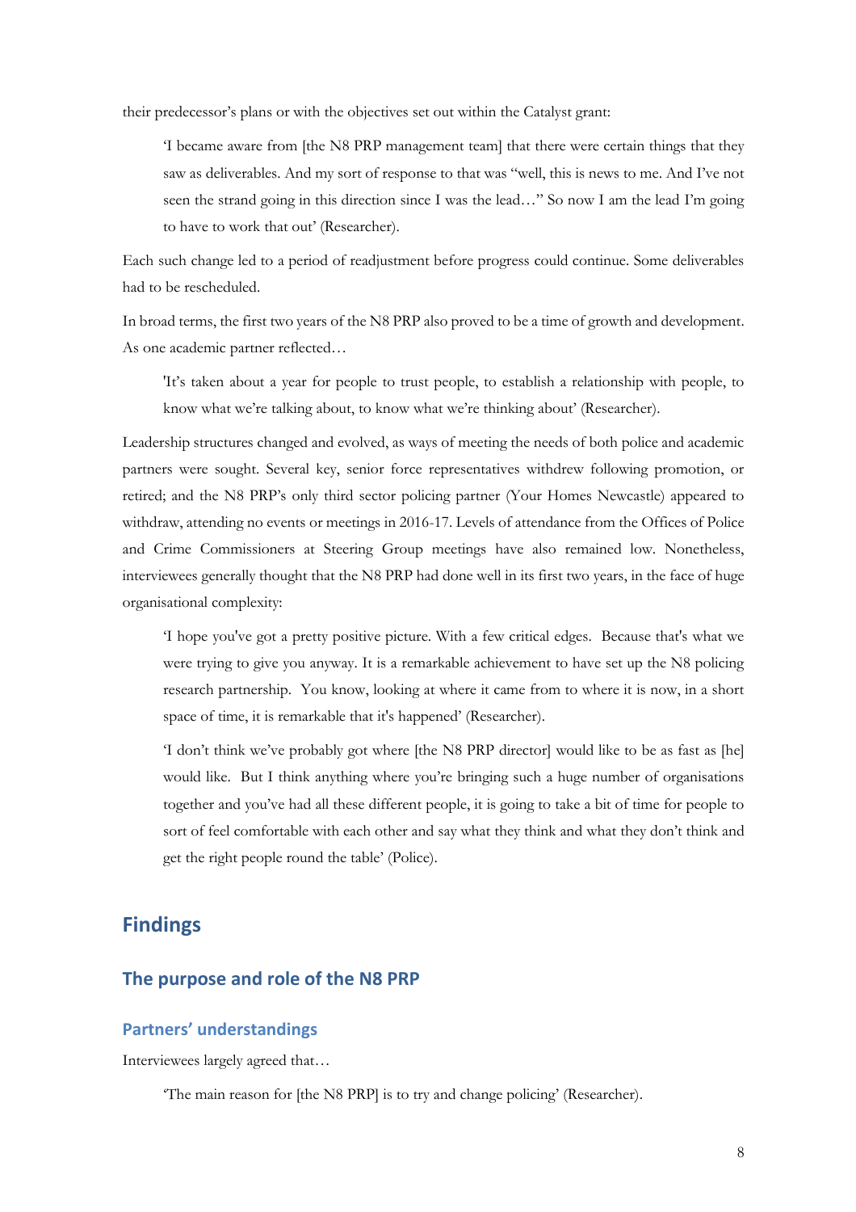their predecessor's plans or with the objectives set out within the Catalyst grant:

> 'I became aware from [the N8 PRP management team] that there were certain things that they saw as deliverables. And my sort of response to that was "well, this is news to me. And I've not seen the strand going in this direction since I was the lead…" So now I am the lead I'm going to have to work that out' (Researcher).

Each such change led to a period of readjustment before progress could continue. Some deliverables had to be rescheduled.

In broad terms, the first two years of the N8 PRP also proved to be a time of growth and development. As one academic partner reflected…

> 'It's taken about a year for people to trust people, to establish a relationship with people, to know what we're talking about, to know what we're thinking about' (Researcher).

Leadership structures changed and evolved, as ways of meeting the needs of both police and academic partners were sought. Several key, senior force representatives withdrew following promotion, or retired; and the N8 PRP's only third sector policing partner (Your Homes Newcastle) appeared to withdraw, attending no events or meetings in 2016-17. Levels of attendance from the Offices of Police and Crime Commissioners at Steering Group meetings have also remained low. Nonetheless, interviewees generally thought that the N8 PRP had done well in its first two years, in the face of huge organisational complexity:

> 'I hope you've got a pretty positive picture. With a few critical edges. Because that's what we were trying to give you anyway. It is a remarkable achievement to have set up the N8 policing research partnership. You know, looking at where it came from to where it is now, in a short space of time, it is remarkable that it's happened' (Researcher).

> 'I don't think we've probably got where [the N8 PRP director] would like to be as fast as [he] would like. But I think anything where you're bringing such a huge number of organisations together and you've had all these different people, it is going to take a bit of time for people to sort of feel comfortable with each other and say what they think and what they don't think and get the right people round the table' (Police).

# Findings

## The purpose and role of the N8 PRP

### Partners' understandings

Interviewees largely agreed that…

> 'The main reason for [the N8 PRP] is to try and change policing' (Researcher).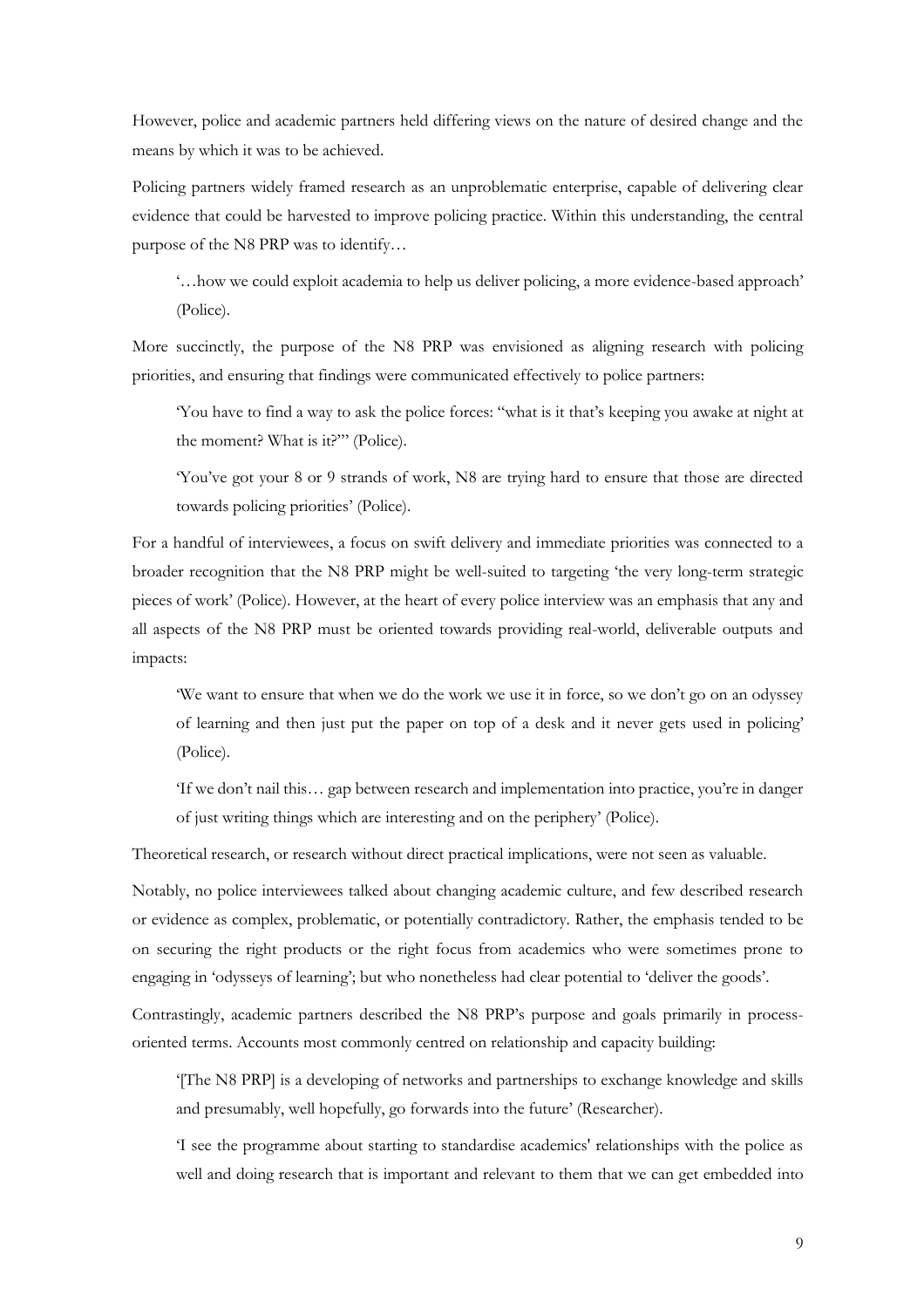However, police and academic partners held differing views on the nature of desired change and the means by which it was to be achieved.

Policing partners widely framed research as an unproblematic enterprise, capable of delivering clear evidence that could be harvested to improve policing practice. Within this understanding, the central purpose of the N8 PRP was to identify…

> '…how we could exploit academia to help us deliver policing, a more evidence-based approach' (Police).

More succinctly, the purpose of the N8 PRP was envisioned as aligning research with policing priorities, and ensuring that findings were communicated effectively to police partners:

> 'You have to find a way to ask the police forces: "what is it that's keeping you awake at night at the moment? What is it?"' (Police).

> 'You've got your 8 or 9 strands of work, N8 are trying hard to ensure that those are directed towards policing priorities' (Police).

For a handful of interviewees, a focus on swift delivery and immediate priorities was connected to a broader recognition that the N8 PRP might be well-suited to targeting 'the very long-term strategic pieces of work' (Police). However, at the heart of every police interview was an emphasis that any and all aspects of the N8 PRP must be oriented towards providing real-world, deliverable outputs and impacts:

> 'We want to ensure that when we do the work we use it in force, so we don't go on an odyssey of learning and then just put the paper on top of a desk and it never gets used in policing' (Police).

> 'If we don't nail this… gap between research and implementation into practice, you're in danger of just writing things which are interesting and on the periphery' (Police).

Theoretical research, or research without direct practical implications, were not seen as valuable.

Notably, no police interviewees talked about changing academic culture, and few described research or evidence as complex, problematic, or potentially contradictory. Rather, the emphasis tended to be on securing the right products or the right focus from academics who were sometimes prone to engaging in 'odysseys of learning'; but who nonetheless had clear potential to 'deliver the goods'.

Contrastingly, academic partners described the N8 PRP's purpose and goals primarily in process-oriented terms. Accounts most commonly centred on relationship and capacity building:

> '[The N8 PRP] is a developing of networks and partnerships to exchange knowledge and skills and presumably, well hopefully, go forwards into the future' (Researcher).

> 'I see the programme about starting to standardise academics' relationships with the police as well and doing research that is important and relevant to them that we can get embedded into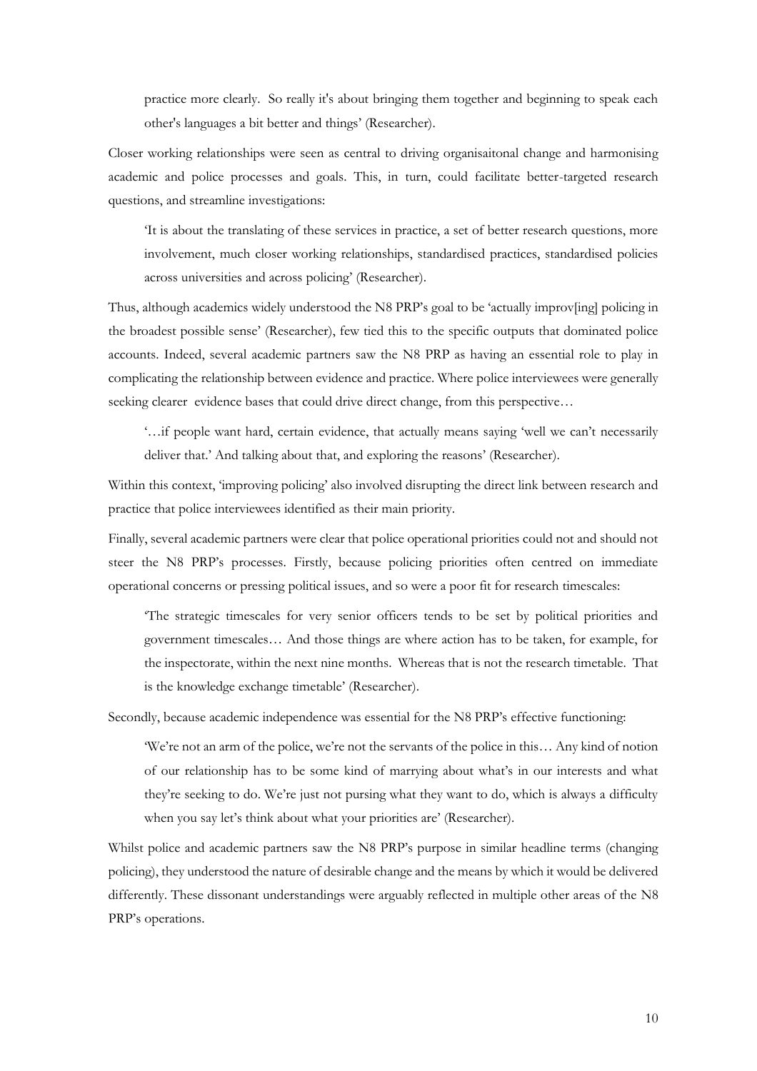practice more clearly. So really it's about bringing them together and beginning to speak each other's languages a bit better and things' (Researcher).

Closer working relationships were seen as central to driving organisaitonal change and harmonising academic and police processes and goals. This, in turn, could facilitate better-targeted research questions, and streamline investigations:

> 'It is about the translating of these services in practice, a set of better research questions, more involvement, much closer working relationships, standardised practices, standardised policies across universities and across policing' (Researcher).

Thus, although academics widely understood the N8 PRP's goal to be 'actually improv[ing] policing in the broadest possible sense' (Researcher), few tied this to the specific outputs that dominated police accounts. Indeed, several academic partners saw the N8 PRP as having an essential role to play in complicating the relationship between evidence and practice. Where police interviewees were generally seeking clearer evidence bases that could drive direct change, from this perspective…

> '…if people want hard, certain evidence, that actually means saying 'well we can't necessarily deliver that.' And talking about that, and exploring the reasons' (Researcher).

Within this context, 'improving policing' also involved disrupting the direct link between research and practice that police interviewees identified as their main priority.

Finally, several academic partners were clear that police operational priorities could not and should not steer the N8 PRP's processes. Firstly, because policing priorities often centred on immediate operational concerns or pressing political issues, and so were a poor fit for research timescales:

> 'The strategic timescales for very senior officers tends to be set by political priorities and government timescales… And those things are where action has to be taken, for example, for the inspectorate, within the next nine months. Whereas that is not the research timetable. That is the knowledge exchange timetable' (Researcher).

Secondly, because academic independence was essential for the N8 PRP's effective functioning:

> 'We're not an arm of the police, we're not the servants of the police in this… Any kind of notion of our relationship has to be some kind of marrying about what's in our interests and what they're seeking to do. We're just not pursing what they want to do, which is always a difficulty when you say let's think about what your priorities are' (Researcher).

Whilst police and academic partners saw the N8 PRP's purpose in similar headline terms (changing policing), they understood the nature of desirable change and the means by which it would be delivered differently. These dissonant understandings were arguably reflected in multiple other areas of the N8 PRP's operations.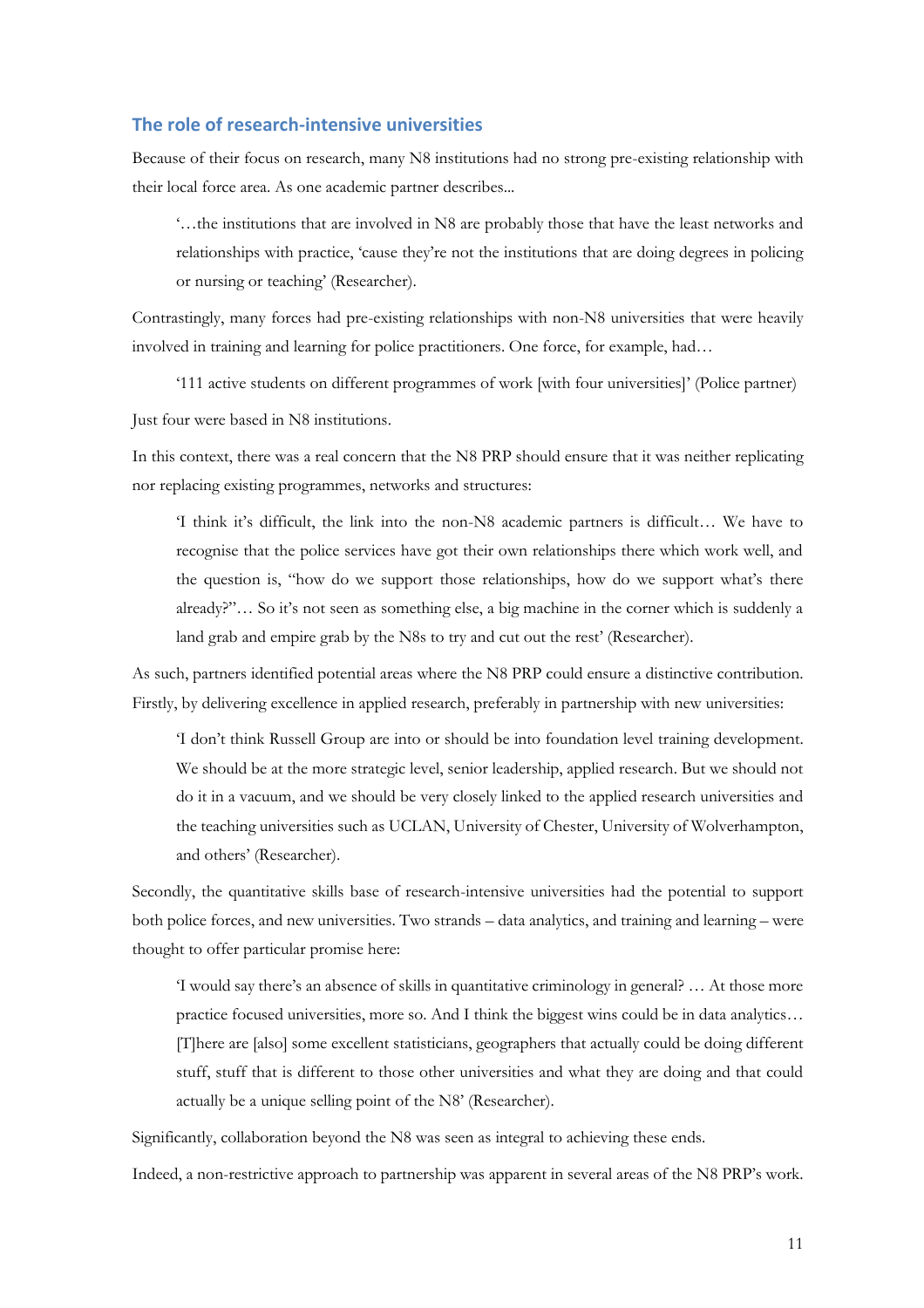## The role of research-intensive universities

Because of their focus on research, many N8 institutions had no strong pre-existing relationship with their local force area. As one academic partner describes...

> '…the institutions that are involved in N8 are probably those that have the least networks and relationships with practice, 'cause they're not the institutions that are doing degrees in policing or nursing or teaching' (Researcher).

Contrastingly, many forces had pre-existing relationships with non-N8 universities that were heavily involved in training and learning for police practitioners. One force, for example, had…

> '111 active students on different programmes of work [with four universities]' (Police partner)

Just four were based in N8 institutions.

In this context, there was a real concern that the N8 PRP should ensure that it was neither replicating nor replacing existing programmes, networks and structures:

> 'I think it's difficult, the link into the non-N8 academic partners is difficult… We have to recognise that the police services have got their own relationships there which work well, and the question is, "how do we support those relationships, how do we support what's there already?"… So it's not seen as something else, a big machine in the corner which is suddenly a land grab and empire grab by the N8s to try and cut out the rest' (Researcher).

As such, partners identified potential areas where the N8 PRP could ensure a distinctive contribution. Firstly, by delivering excellence in applied research, preferably in partnership with new universities:

> 'I don't think Russell Group are into or should be into foundation level training development. We should be at the more strategic level, senior leadership, applied research. But we should not do it in a vacuum, and we should be very closely linked to the applied research universities and the teaching universities such as UCLAN, University of Chester, University of Wolverhampton, and others' (Researcher).

Secondly, the quantitative skills base of research-intensive universities had the potential to support both police forces, and new universities. Two strands – data analytics, and training and learning – were thought to offer particular promise here:

> 'I would say there's an absence of skills in quantitative criminology in general? … At those more practice focused universities, more so. And I think the biggest wins could be in data analytics… [T]here are [also] some excellent statisticians, geographers that actually could be doing different stuff, stuff that is different to those other universities and what they are doing and that could actually be a unique selling point of the N8' (Researcher).

Significantly, collaboration beyond the N8 was seen as integral to achieving these ends.

Indeed, a non-restrictive approach to partnership was apparent in several areas of the N8 PRP's work.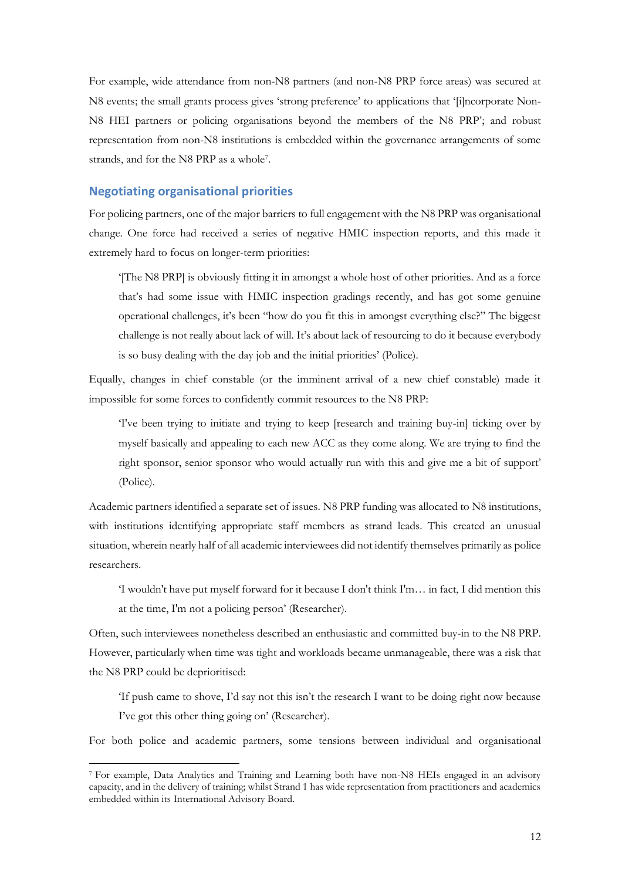For example, wide attendance from non-N8 partners (and non-N8 PRP force areas) was secured at N8 events; the small grants process gives 'strong preference' to applications that '[i]ncorporate Non-N8 HEI partners or policing organisations beyond the members of the N8 PRP'; and robust representation from non-N8 institutions is embedded within the governance arrangements of some strands, and for the N8 PRP as a whole[7].

## Negotiating organisational priorities

For policing partners, one of the major barriers to full engagement with the N8 PRP was organisational change. One force had received a series of negative HMIC inspection reports, and this made it extremely hard to focus on longer-term priorities:

> '[The N8 PRP] is obviously fitting it in amongst a whole host of other priorities. And as a force that's had some issue with HMIC inspection gradings recently, and has got some genuine operational challenges, it's been "how do you fit this in amongst everything else?" The biggest challenge is not really about lack of will. It's about lack of resourcing to do it because everybody is so busy dealing with the day job and the initial priorities' (Police).

Equally, changes in chief constable (or the imminent arrival of a new chief constable) made it impossible for some forces to confidently commit resources to the N8 PRP:

> 'I've been trying to initiate and trying to keep [research and training buy-in] ticking over by myself basically and appealing to each new ACC as they come along. We are trying to find the right sponsor, senior sponsor who would actually run with this and give me a bit of support' (Police).

Academic partners identified a separate set of issues. N8 PRP funding was allocated to N8 institutions, with institutions identifying appropriate staff members as strand leads. This created an unusual situation, wherein nearly half of all academic interviewees did not identify themselves primarily as police researchers.

> 'I wouldn't have put myself forward for it because I don't think I'm… in fact, I did mention this at the time, I'm not a policing person' (Researcher).

Often, such interviewees nonetheless described an enthusiastic and committed buy-in to the N8 PRP. However, particularly when time was tight and workloads became unmanageable, there was a risk that the N8 PRP could be deprioritised:

> 'If push came to shove, I'd say not this isn't the research I want to be doing right now because I've got this other thing going on' (Researcher).

For both police and academic partners, some tensions between individual and organisational

---

[7] For example, Data Analytics and Training and Learning both have non-N8 HEIs engaged in an advisory capacity, and in the delivery of training; whilst Strand 1 has wide representation from practitioners and academics embedded within its International Advisory Board.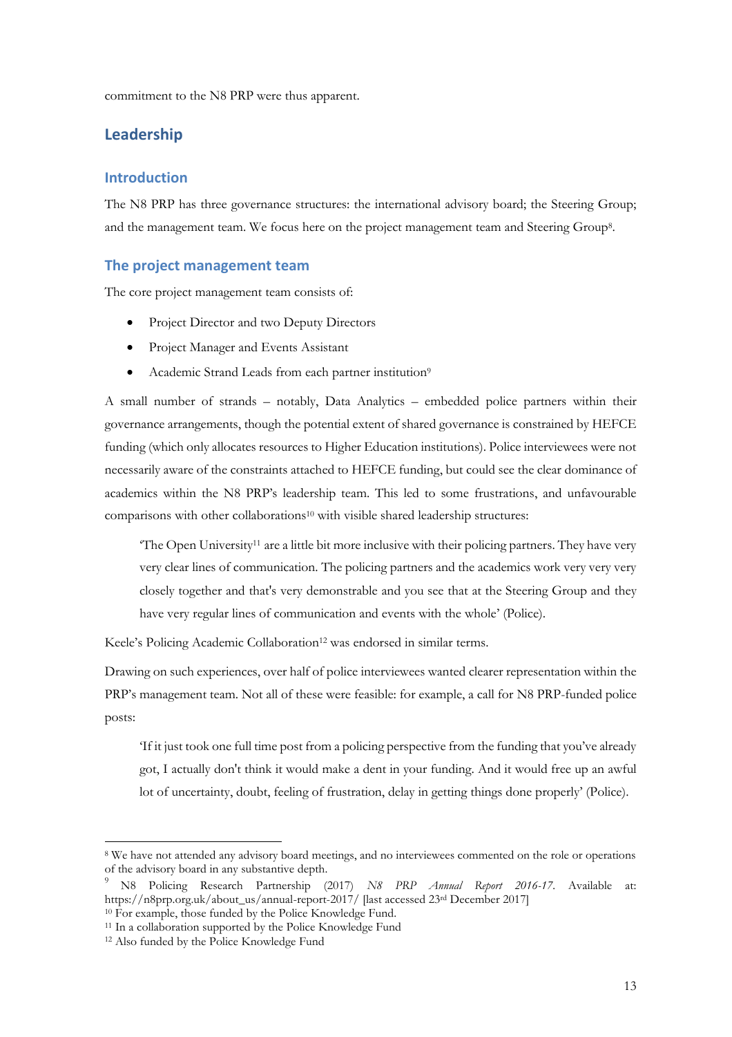commitment to the N8 PRP were thus apparent.

## Leadership

### Introduction

The N8 PRP has three governance structures: the international advisory board; the Steering Group; and the management team. We focus here on the project management team and Steering Group[8].

### The project management team

The core project management team consists of:

- Project Director and two Deputy Directors
- Project Manager and Events Assistant
- Academic Strand Leads from each partner institution[9]

A small number of strands – notably, Data Analytics – embedded police partners within their governance arrangements, though the potential extent of shared governance is constrained by HEFCE funding (which only allocates resources to Higher Education institutions). Police interviewees were not necessarily aware of the constraints attached to HEFCE funding, but could see the clear dominance of academics within the N8 PRP's leadership team. This led to some frustrations, and unfavourable comparisons with other collaborations[10] with visible shared leadership structures:

> 'The Open University[11] are a little bit more inclusive with their policing partners. They have very very clear lines of communication. The policing partners and the academics work very very very closely together and that's very demonstrable and you see that at the Steering Group and they have very regular lines of communication and events with the whole' (Police).

Keele's Policing Academic Collaboration[12] was endorsed in similar terms.

Drawing on such experiences, over half of police interviewees wanted clearer representation within the PRP's management team. Not all of these were feasible: for example, a call for N8 PRP-funded police posts:

> 'If it just took one full time post from a policing perspective from the funding that you've already got, I actually don't think it would make a dent in your funding. And it would free up an awful lot of uncertainty, doubt, feeling of frustration, delay in getting things done properly' (Police).

---

[8] We have not attended any advisory board meetings, and no interviewees commented on the role or operations of the advisory board in any substantive depth.

[9] N8 Policing Research Partnership (2017) *N8 PRP Annual Report 2016-17*. Available at: https://n8prp.org.uk/about_us/annual-report-2017/ [last accessed 23rd December 2017]

[10] For example, those funded by the Police Knowledge Fund.

[11] In a collaboration supported by the Police Knowledge Fund

[12] Also funded by the Police Knowledge Fund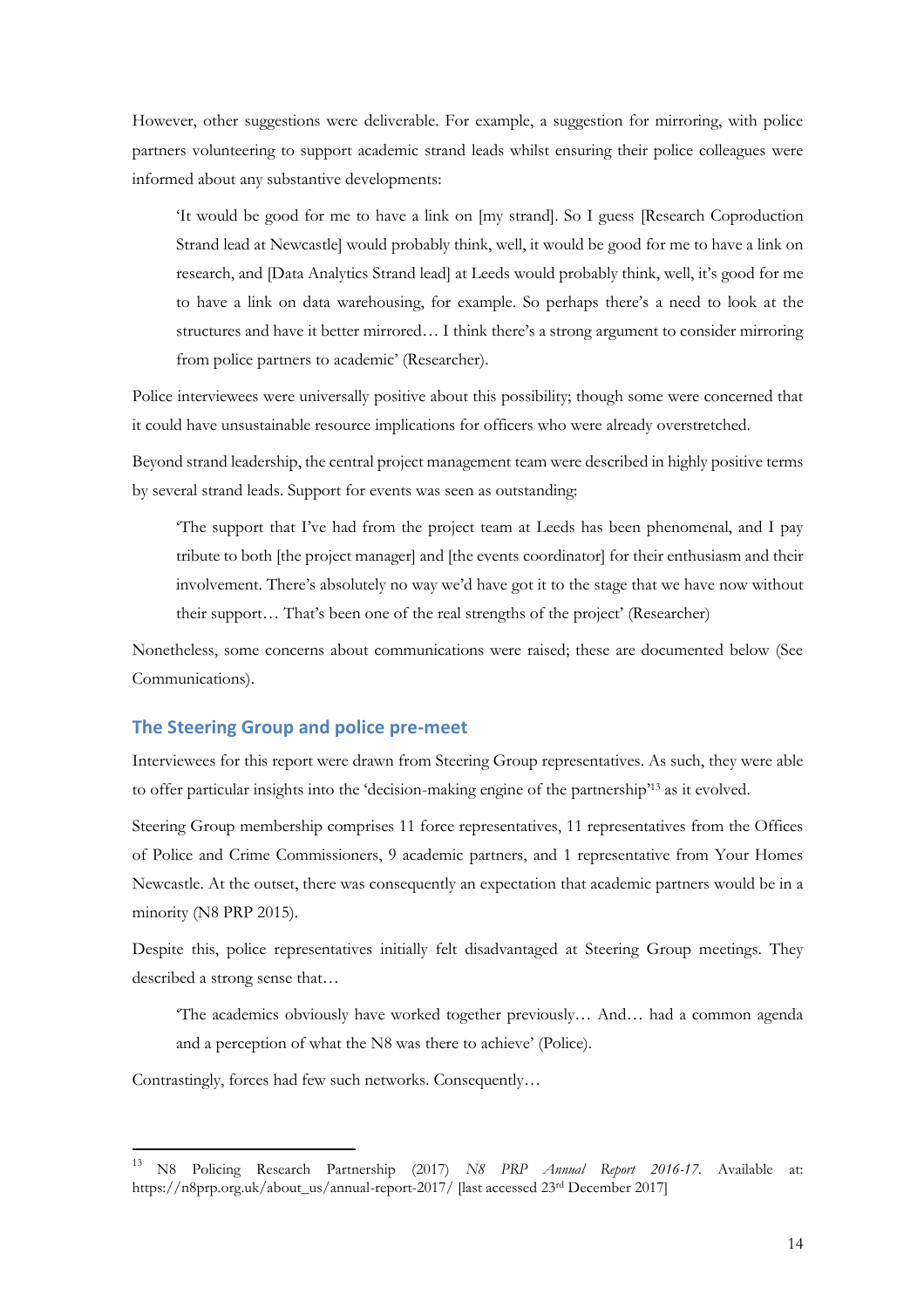However, other suggestions were deliverable. For example, a suggestion for mirroring, with police partners volunteering to support academic strand leads whilst ensuring their police colleagues were informed about any substantive developments:

> 'It would be good for me to have a link on [my strand]. So I guess [Research Coproduction Strand lead at Newcastle] would probably think, well, it would be good for me to have a link on research, and [Data Analytics Strand lead] at Leeds would probably think, well, it's good for me to have a link on data warehousing, for example. So perhaps there's a need to look at the structures and have it better mirrored… I think there's a strong argument to consider mirroring from police partners to academic' (Researcher).

Police interviewees were universally positive about this possibility; though some were concerned that it could have unsustainable resource implications for officers who were already overstretched.

Beyond strand leadership, the central project management team were described in highly positive terms by several strand leads. Support for events was seen as outstanding:

> 'The support that I've had from the project team at Leeds has been phenomenal, and I pay tribute to both [the project manager] and [the events coordinator] for their enthusiasm and their involvement. There's absolutely no way we'd have got it to the stage that we have now without their support… That's been one of the real strengths of the project' (Researcher)

Nonetheless, some concerns about communications were raised; these are documented below (See Communications).

## The Steering Group and police pre-meet

Interviewees for this report were drawn from Steering Group representatives. As such, they were able to offer particular insights into the 'decision-making engine of the partnership'[13] as it evolved.

Steering Group membership comprises 11 force representatives, 11 representatives from the Offices of Police and Crime Commissioners, 9 academic partners, and 1 representative from Your Homes Newcastle. At the outset, there was consequently an expectation that academic partners would be in a minority (N8 PRP 2015).

Despite this, police representatives initially felt disadvantaged at Steering Group meetings. They described a strong sense that…

> 'The academics obviously have worked together previously… And… had a common agenda and a perception of what the N8 was there to achieve' (Police).

Contrastingly, forces had few such networks. Consequently…

---

[13] N8 Policing Research Partnership (2017) *N8 PRP Annual Report 2016-17*. Available at: https://n8prp.org.uk/about_us/annual-report-2017/ [last accessed 23rd December 2017]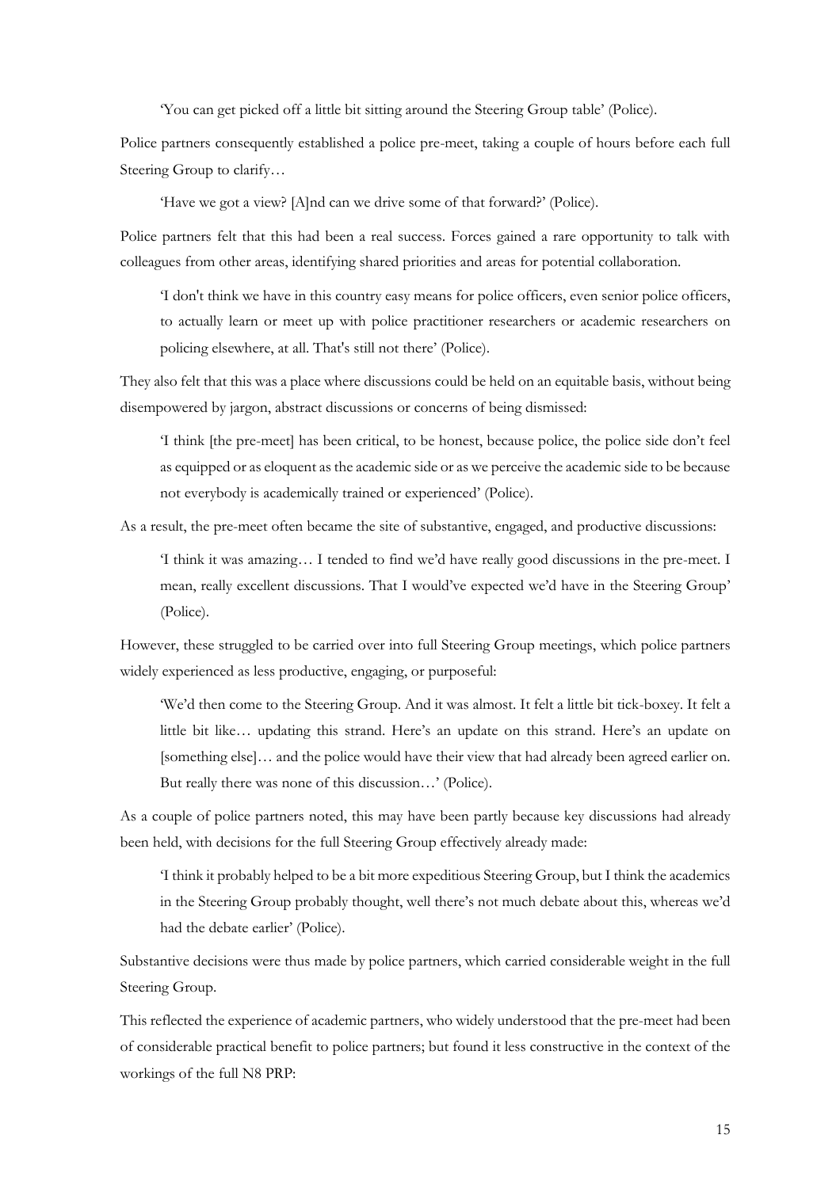> 'You can get picked off a little bit sitting around the Steering Group table' (Police).

Police partners consequently established a police pre-meet, taking a couple of hours before each full Steering Group to clarify…

> 'Have we got a view? [A]nd can we drive some of that forward?' (Police).

Police partners felt that this had been a real success. Forces gained a rare opportunity to talk with colleagues from other areas, identifying shared priorities and areas for potential collaboration.

> 'I don't think we have in this country easy means for police officers, even senior police officers, to actually learn or meet up with police practitioner researchers or academic researchers on policing elsewhere, at all. That's still not there' (Police).

They also felt that this was a place where discussions could be held on an equitable basis, without being disempowered by jargon, abstract discussions or concerns of being dismissed:

> 'I think [the pre-meet] has been critical, to be honest, because police, the police side don't feel as equipped or as eloquent as the academic side or as we perceive the academic side to be because not everybody is academically trained or experienced' (Police).

As a result, the pre-meet often became the site of substantive, engaged, and productive discussions:

> 'I think it was amazing… I tended to find we'd have really good discussions in the pre-meet. I mean, really excellent discussions. That I would've expected we'd have in the Steering Group' (Police).

However, these struggled to be carried over into full Steering Group meetings, which police partners widely experienced as less productive, engaging, or purposeful:

> 'We'd then come to the Steering Group. And it was almost. It felt a little bit tick-boxey. It felt a little bit like… updating this strand. Here's an update on this strand. Here's an update on [something else]… and the police would have their view that had already been agreed earlier on. But really there was none of this discussion…' (Police).

As a couple of police partners noted, this may have been partly because key discussions had already been held, with decisions for the full Steering Group effectively already made:

> 'I think it probably helped to be a bit more expeditious Steering Group, but I think the academics in the Steering Group probably thought, well there's not much debate about this, whereas we'd had the debate earlier' (Police).

Substantive decisions were thus made by police partners, which carried considerable weight in the full Steering Group.

This reflected the experience of academic partners, who widely understood that the pre-meet had been of considerable practical benefit to police partners; but found it less constructive in the context of the workings of the full N8 PRP: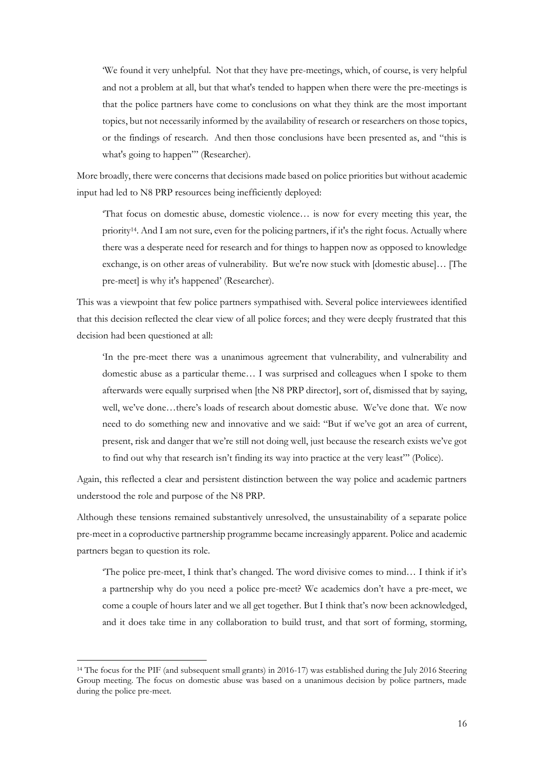> 'We found it very unhelpful. Not that they have pre-meetings, which, of course, is very helpful and not a problem at all, but that what's tended to happen when there were the pre-meetings is that the police partners have come to conclusions on what they think are the most important topics, but not necessarily informed by the availability of research or researchers on those topics, or the findings of research. And then those conclusions have been presented as, and "this is what's going to happen"' (Researcher).

More broadly, there were concerns that decisions made based on police priorities but without academic input had led to N8 PRP resources being inefficiently deployed:

> 'That focus on domestic abuse, domestic violence… is now for every meeting this year, the priority[14]. And I am not sure, even for the policing partners, if it's the right focus. Actually where there was a desperate need for research and for things to happen now as opposed to knowledge exchange, is on other areas of vulnerability. But we're now stuck with [domestic abuse]… [The pre-meet] is why it's happened' (Researcher).

This was a viewpoint that few police partners sympathised with. Several police interviewees identified that this decision reflected the clear view of all police forces; and they were deeply frustrated that this decision had been questioned at all:

> 'In the pre-meet there was a unanimous agreement that vulnerability, and vulnerability and domestic abuse as a particular theme… I was surprised and colleagues when I spoke to them afterwards were equally surprised when [the N8 PRP director], sort of, dismissed that by saying, well, we've done…there's loads of research about domestic abuse. We've done that. We now need to do something new and innovative and we said: "But if we've got an area of current, present, risk and danger that we're still not doing well, just because the research exists we've got to find out why that research isn't finding its way into practice at the very least"' (Police).

Again, this reflected a clear and persistent distinction between the way police and academic partners understood the role and purpose of the N8 PRP.

Although these tensions remained substantively unresolved, the unsustainability of a separate police pre-meet in a coproductive partnership programme became increasingly apparent. Police and academic partners began to question its role.

> 'The police pre-meet, I think that's changed. The word divisive comes to mind… I think if it's a partnership why do you need a police pre-meet? We academics don't have a pre-meet, we come a couple of hours later and we all get together. But I think that's now been acknowledged, and it does take time in any collaboration to build trust, and that sort of forming, storming,

---

[14] The focus for the PIF (and subsequent small grants) in 2016-17) was established during the July 2016 Steering Group meeting. The focus on domestic abuse was based on a unanimous decision by police partners, made during the police pre-meet.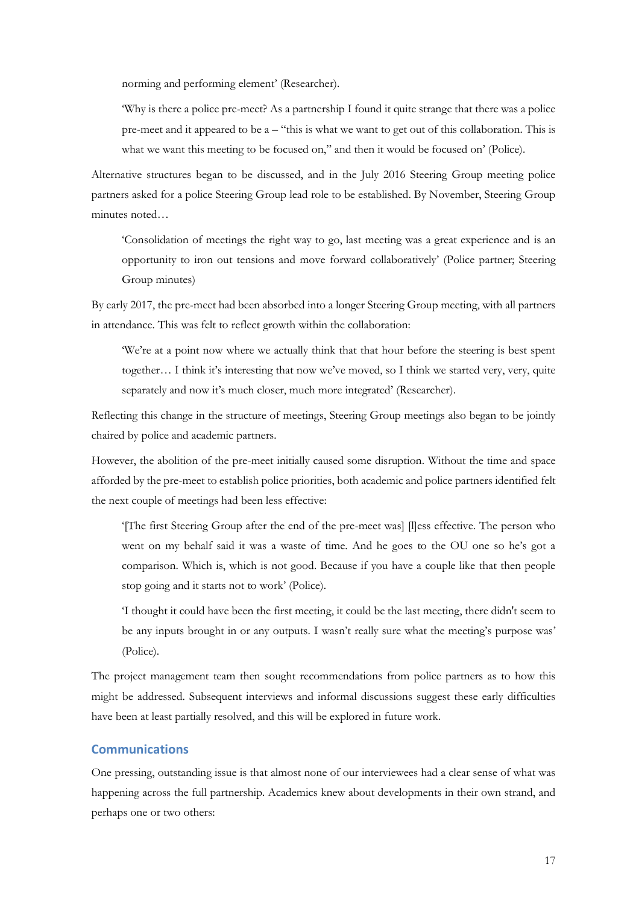norming and performing element' (Researcher).

> 'Why is there a police pre-meet? As a partnership I found it quite strange that there was a police pre-meet and it appeared to be a – "this is what we want to get out of this collaboration. This is what we want this meeting to be focused on," and then it would be focused on' (Police).

Alternative structures began to be discussed, and in the July 2016 Steering Group meeting police partners asked for a police Steering Group lead role to be established. By November, Steering Group minutes noted…

> 'Consolidation of meetings the right way to go, last meeting was a great experience and is an opportunity to iron out tensions and move forward collaboratively' (Police partner; Steering Group minutes)

By early 2017, the pre-meet had been absorbed into a longer Steering Group meeting, with all partners in attendance. This was felt to reflect growth within the collaboration:

> 'We're at a point now where we actually think that that hour before the steering is best spent together… I think it's interesting that now we've moved, so I think we started very, very, quite separately and now it's much closer, much more integrated' (Researcher).

Reflecting this change in the structure of meetings, Steering Group meetings also began to be jointly chaired by police and academic partners.

However, the abolition of the pre-meet initially caused some disruption. Without the time and space afforded by the pre-meet to establish police priorities, both academic and police partners identified felt the next couple of meetings had been less effective:

> '[The first Steering Group after the end of the pre-meet was] [l]ess effective. The person who went on my behalf said it was a waste of time. And he goes to the OU one so he's got a comparison. Which is, which is not good. Because if you have a couple like that then people stop going and it starts not to work' (Police).

> 'I thought it could have been the first meeting, it could be the last meeting, there didn't seem to be any inputs brought in or any outputs. I wasn't really sure what the meeting's purpose was' (Police).

The project management team then sought recommendations from police partners as to how this might be addressed. Subsequent interviews and informal discussions suggest these early difficulties have been at least partially resolved, and this will be explored in future work.

## Communications

One pressing, outstanding issue is that almost none of our interviewees had a clear sense of what was happening across the full partnership. Academics knew about developments in their own strand, and perhaps one or two others: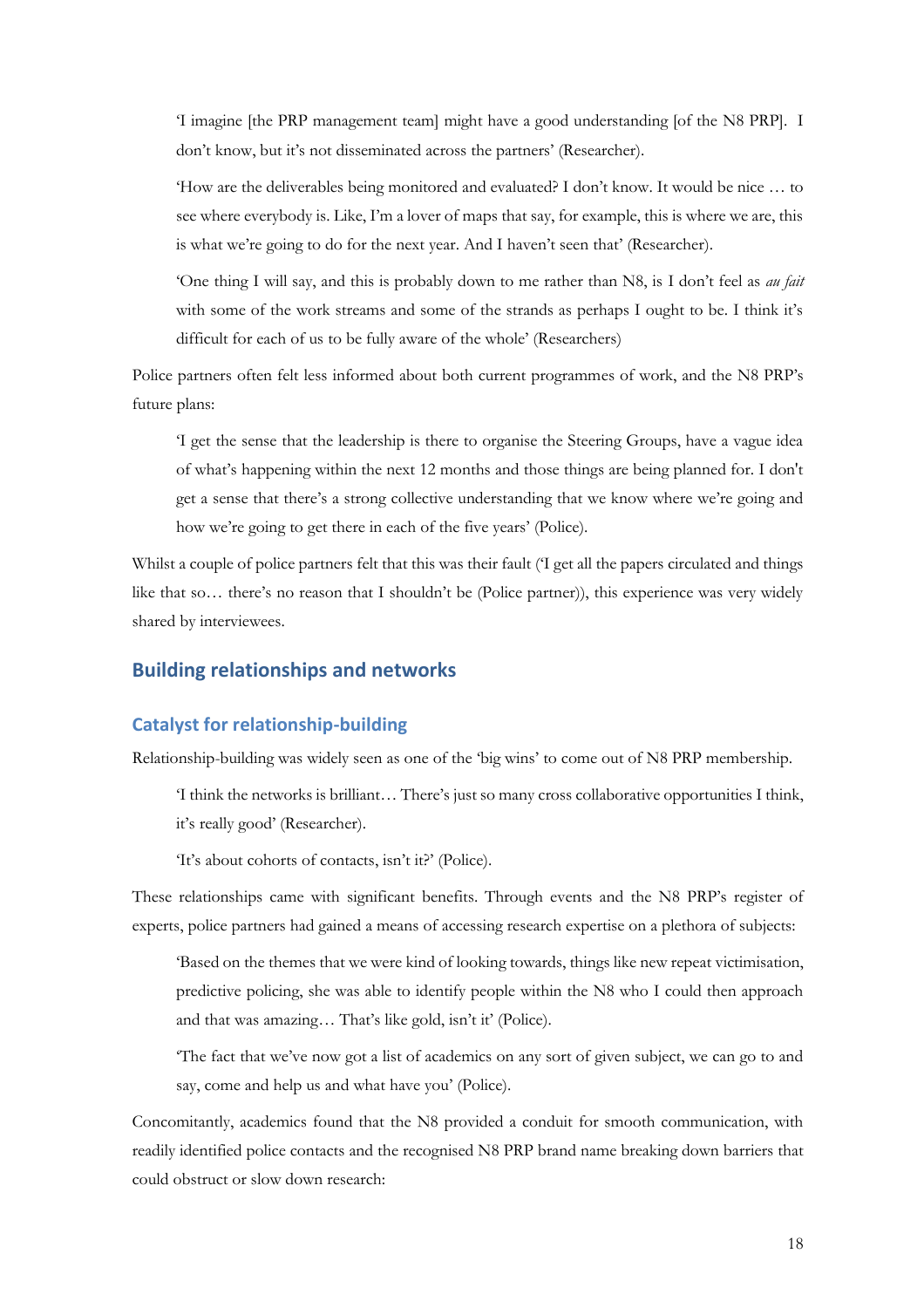> 'I imagine [the PRP management team] might have a good understanding [of the N8 PRP]. I don't know, but it's not disseminated across the partners' (Researcher).

> 'How are the deliverables being monitored and evaluated? I don't know. It would be nice … to see where everybody is. Like, I'm a lover of maps that say, for example, this is where we are, this is what we're going to do for the next year. And I haven't seen that' (Researcher).

> 'One thing I will say, and this is probably down to me rather than N8, is I don't feel as *au fait* with some of the work streams and some of the strands as perhaps I ought to be. I think it's difficult for each of us to be fully aware of the whole' (Researchers)

Police partners often felt less informed about both current programmes of work, and the N8 PRP's future plans:

> 'I get the sense that the leadership is there to organise the Steering Groups, have a vague idea of what's happening within the next 12 months and those things are being planned for. I don't get a sense that there's a strong collective understanding that we know where we're going and how we're going to get there in each of the five years' (Police).

Whilst a couple of police partners felt that this was their fault ('I get all the papers circulated and things like that so… there's no reason that I shouldn't be (Police partner)), this experience was very widely shared by interviewees.

## Building relationships and networks

### Catalyst for relationship-building

Relationship-building was widely seen as one of the 'big wins' to come out of N8 PRP membership.

> 'I think the networks is brilliant… There's just so many cross collaborative opportunities I think, it's really good' (Researcher).

> 'It's about cohorts of contacts, isn't it?' (Police).

These relationships came with significant benefits. Through events and the N8 PRP's register of experts, police partners had gained a means of accessing research expertise on a plethora of subjects:

> 'Based on the themes that we were kind of looking towards, things like new repeat victimisation, predictive policing, she was able to identify people within the N8 who I could then approach and that was amazing… That's like gold, isn't it' (Police).

> 'The fact that we've now got a list of academics on any sort of given subject, we can go to and say, come and help us and what have you' (Police).

Concomitantly, academics found that the N8 provided a conduit for smooth communication, with readily identified police contacts and the recognised N8 PRP brand name breaking down barriers that could obstruct or slow down research: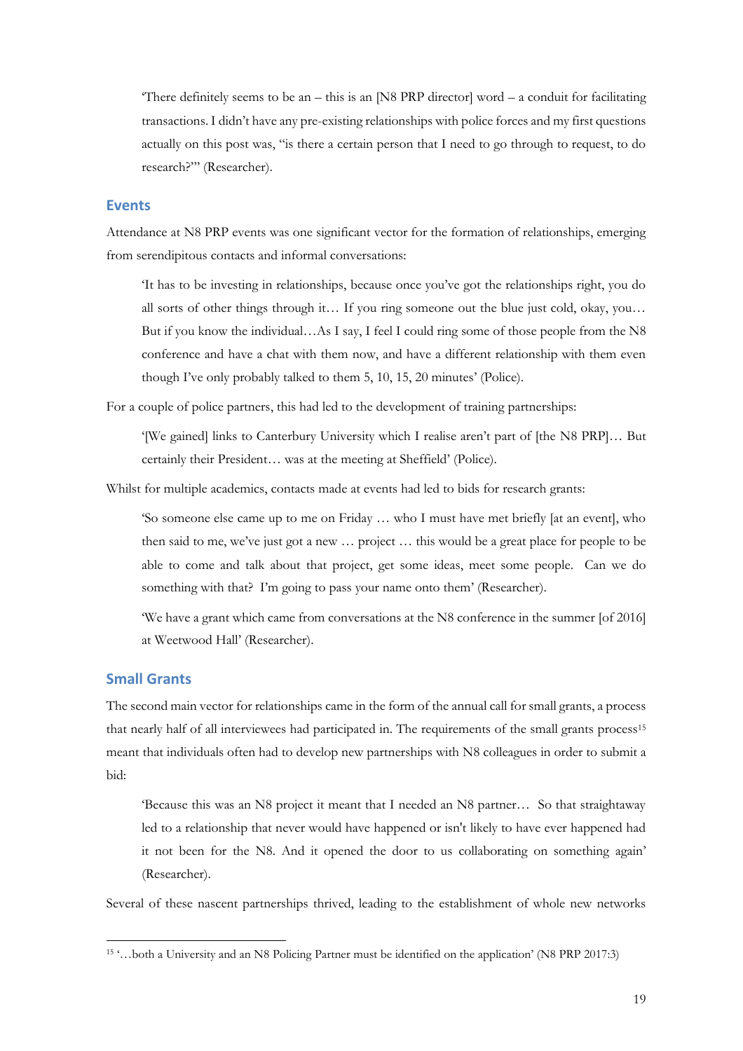> 'There definitely seems to be an – this is an [N8 PRP director] word – a conduit for facilitating transactions. I didn't have any pre-existing relationships with police forces and my first questions actually on this post was, "is there a certain person that I need to go through to request, to do research?"' (Researcher).

### Events

Attendance at N8 PRP events was one significant vector for the formation of relationships, emerging from serendipitous contacts and informal conversations:

> 'It has to be investing in relationships, because once you've got the relationships right, you do all sorts of other things through it… If you ring someone out the blue just cold, okay, you… But if you know the individual…As I say, I feel I could ring some of those people from the N8 conference and have a chat with them now, and have a different relationship with them even though I've only probably talked to them 5, 10, 15, 20 minutes' (Police).

For a couple of police partners, this had led to the development of training partnerships:

> '[We gained] links to Canterbury University which I realise aren't part of [the N8 PRP]… But certainly their President… was at the meeting at Sheffield' (Police).

Whilst for multiple academics, contacts made at events had led to bids for research grants:

> 'So someone else came up to me on Friday … who I must have met briefly [at an event], who then said to me, we've just got a new … project … this would be a great place for people to be able to come and talk about that project, get some ideas, meet some people. Can we do something with that? I'm going to pass your name onto them' (Researcher).

> 'We have a grant which came from conversations at the N8 conference in the summer [of 2016] at Weetwood Hall' (Researcher).

### Small Grants

The second main vector for relationships came in the form of the annual call for small grants, a process that nearly half of all interviewees had participated in. The requirements of the small grants process[15] meant that individuals often had to develop new partnerships with N8 colleagues in order to submit a bid:

> 'Because this was an N8 project it meant that I needed an N8 partner… So that straightaway led to a relationship that never would have happened or isn't likely to have ever happened had it not been for the N8. And it opened the door to us collaborating on something again' (Researcher).

Several of these nascent partnerships thrived, leading to the establishment of whole new networks

[15] '…both a University and an N8 Policing Partner must be identified on the application' (N8 PRP 2017:3)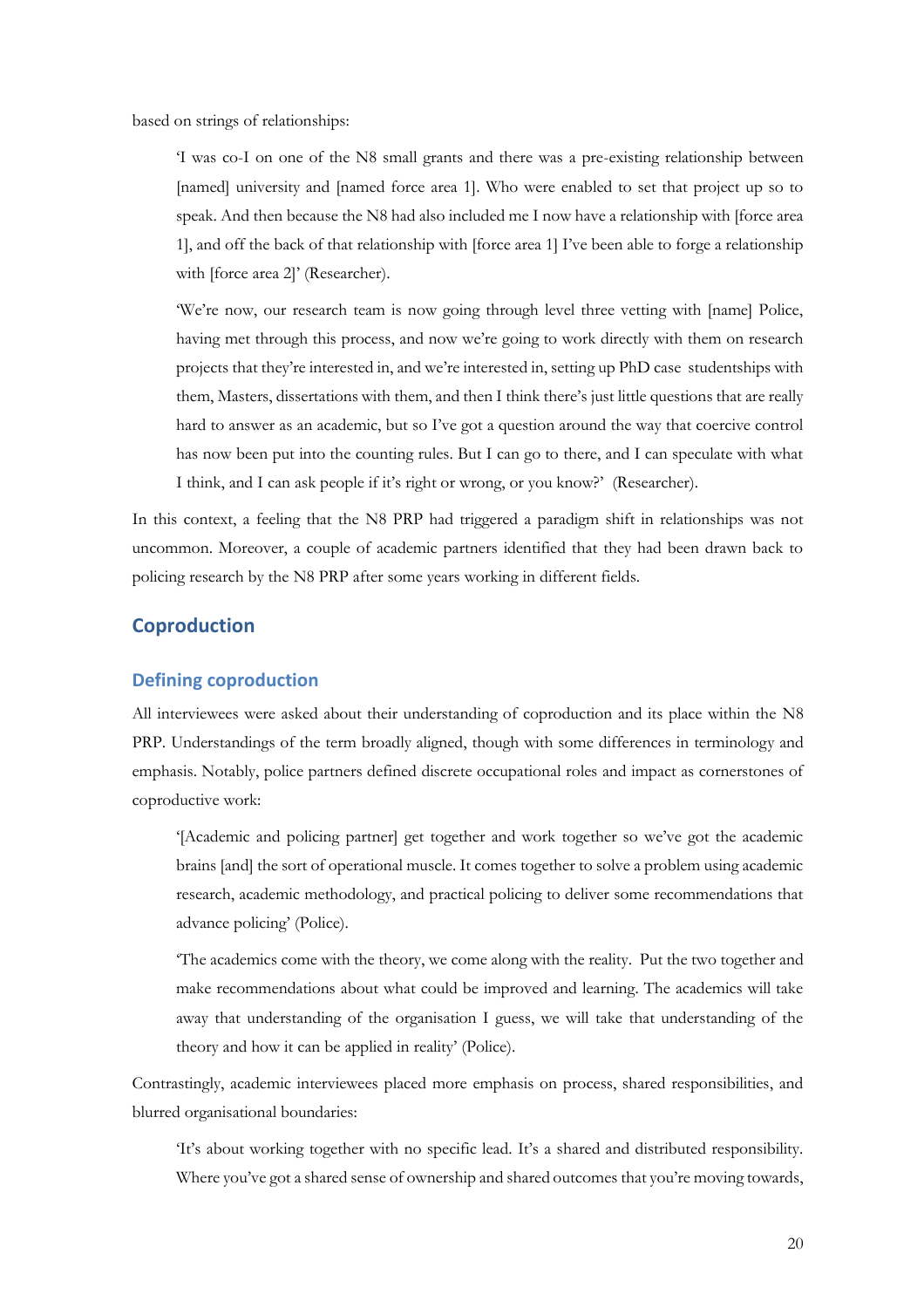based on strings of relationships:

> 'I was co-I on one of the N8 small grants and there was a pre-existing relationship between [named] university and [named force area 1]. Who were enabled to set that project up so to speak. And then because the N8 had also included me I now have a relationship with [force area 1], and off the back of that relationship with [force area 1] I've been able to forge a relationship with [force area 2]' (Researcher).

> 'We're now, our research team is now going through level three vetting with [name] Police, having met through this process, and now we're going to work directly with them on research projects that they're interested in, and we're interested in, setting up PhD case studentships with them, Masters, dissertations with them, and then I think there's just little questions that are really hard to answer as an academic, but so I've got a question around the way that coercive control has now been put into the counting rules. But I can go to there, and I can speculate with what I think, and I can ask people if it's right or wrong, or you know?' (Researcher).

In this context, a feeling that the N8 PRP had triggered a paradigm shift in relationships was not uncommon. Moreover, a couple of academic partners identified that they had been drawn back to policing research by the N8 PRP after some years working in different fields.

## Coproduction

### Defining coproduction

All interviewees were asked about their understanding of coproduction and its place within the N8 PRP. Understandings of the term broadly aligned, though with some differences in terminology and emphasis. Notably, police partners defined discrete occupational roles and impact as cornerstones of coproductive work:

> '[Academic and policing partner] get together and work together so we've got the academic brains [and] the sort of operational muscle. It comes together to solve a problem using academic research, academic methodology, and practical policing to deliver some recommendations that advance policing' (Police).

> 'The academics come with the theory, we come along with the reality. Put the two together and make recommendations about what could be improved and learning. The academics will take away that understanding of the organisation I guess, we will take that understanding of the theory and how it can be applied in reality' (Police).

Contrastingly, academic interviewees placed more emphasis on process, shared responsibilities, and blurred organisational boundaries:

> 'It's about working together with no specific lead. It's a shared and distributed responsibility. Where you've got a shared sense of ownership and shared outcomes that you're moving towards,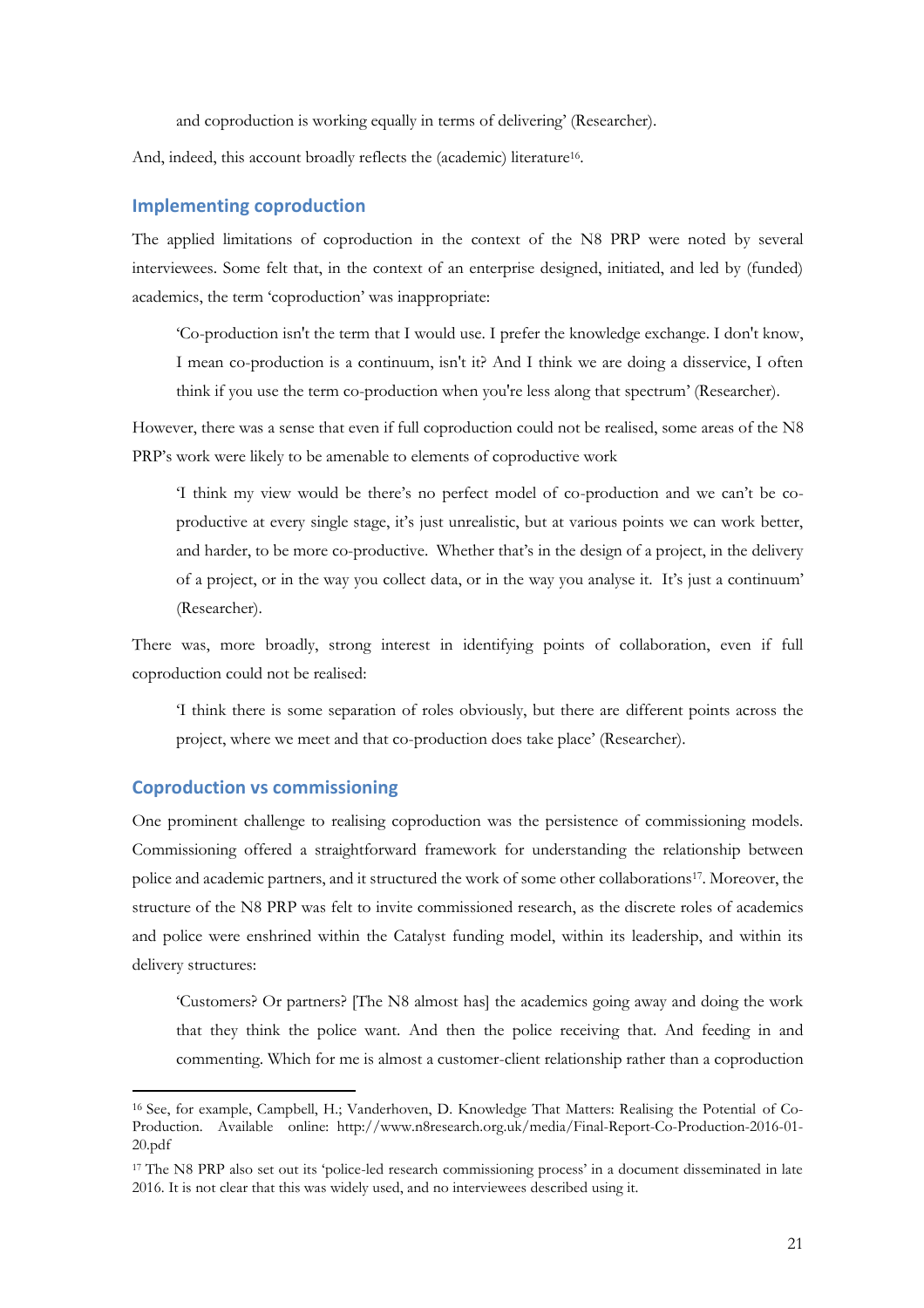and coproduction is working equally in terms of delivering' (Researcher).

And, indeed, this account broadly reflects the (academic) literature[16].

## Implementing coproduction

The applied limitations of coproduction in the context of the N8 PRP were noted by several interviewees. Some felt that, in the context of an enterprise designed, initiated, and led by (funded) academics, the term 'coproduction' was inappropriate:

> 'Co-production isn't the term that I would use. I prefer the knowledge exchange. I don't know, I mean co-production is a continuum, isn't it? And I think we are doing a disservice, I often think if you use the term co-production when you're less along that spectrum' (Researcher).

However, there was a sense that even if full coproduction could not be realised, some areas of the N8 PRP's work were likely to be amenable to elements of coproductive work

> 'I think my view would be there's no perfect model of co-production and we can't be co-productive at every single stage, it's just unrealistic, but at various points we can work better, and harder, to be more co-productive. Whether that's in the design of a project, in the delivery of a project, or in the way you collect data, or in the way you analyse it. It's just a continuum' (Researcher).

There was, more broadly, strong interest in identifying points of collaboration, even if full coproduction could not be realised:

> 'I think there is some separation of roles obviously, but there are different points across the project, where we meet and that co-production does take place' (Researcher).

## Coproduction vs commissioning

One prominent challenge to realising coproduction was the persistence of commissioning models. Commissioning offered a straightforward framework for understanding the relationship between police and academic partners, and it structured the work of some other collaborations[17]. Moreover, the structure of the N8 PRP was felt to invite commissioned research, as the discrete roles of academics and police were enshrined within the Catalyst funding model, within its leadership, and within its delivery structures:

> 'Customers? Or partners? [The N8 almost has] the academics going away and doing the work that they think the police want. And then the police receiving that. And feeding in and commenting. Which for me is almost a customer-client relationship rather than a coproduction

---

[16] See, for example, Campbell, H.; Vanderhoven, D. Knowledge That Matters: Realising the Potential of Co-Production. Available online: http://www.n8research.org.uk/media/Final-Report-Co-Production-2016-01-20.pdf

[17] The N8 PRP also set out its 'police-led research commissioning process' in a document disseminated in late 2016. It is not clear that this was widely used, and no interviewees described using it.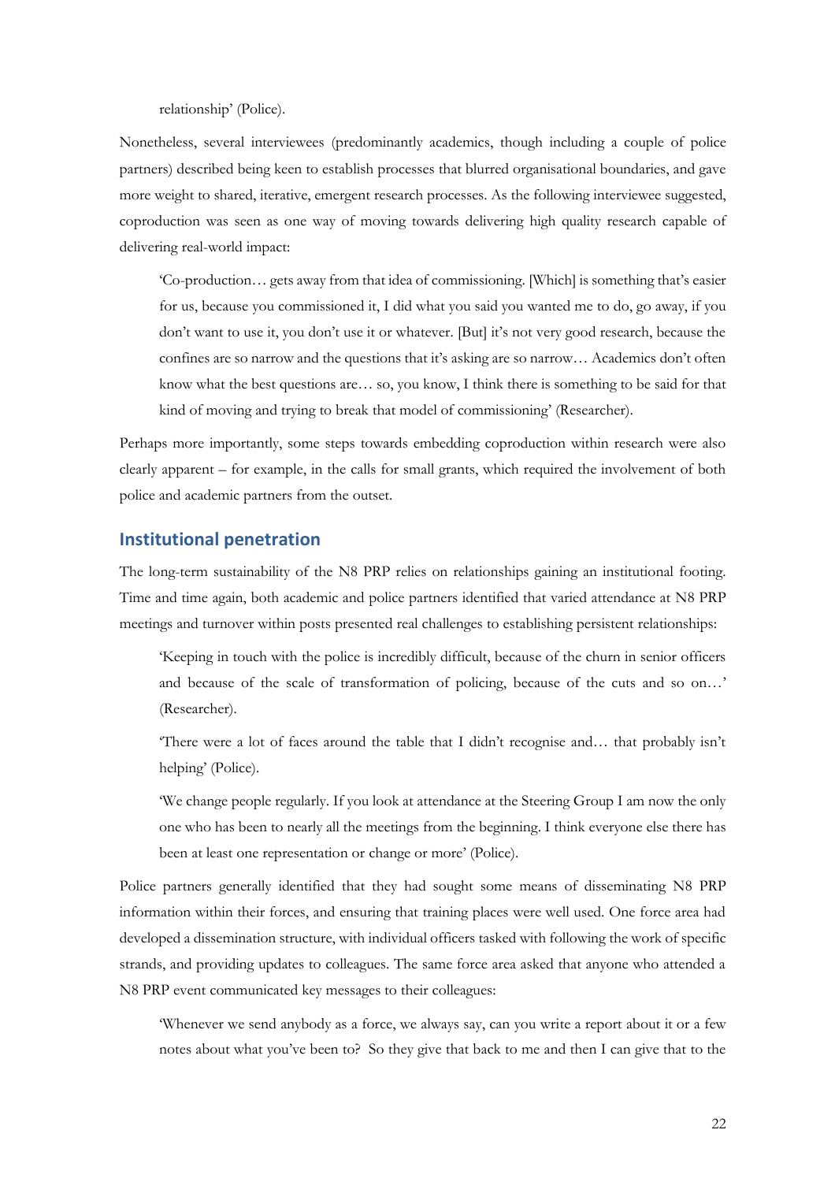relationship' (Police).

Nonetheless, several interviewees (predominantly academics, though including a couple of police partners) described being keen to establish processes that blurred organisational boundaries, and gave more weight to shared, iterative, emergent research processes. As the following interviewee suggested, coproduction was seen as one way of moving towards delivering high quality research capable of delivering real-world impact:

> 'Co-production… gets away from that idea of commissioning. [Which] is something that's easier for us, because you commissioned it, I did what you said you wanted me to do, go away, if you don't want to use it, you don't use it or whatever. [But] it's not very good research, because the confines are so narrow and the questions that it's asking are so narrow… Academics don't often know what the best questions are… so, you know, I think there is something to be said for that kind of moving and trying to break that model of commissioning' (Researcher).

Perhaps more importantly, some steps towards embedding coproduction within research were also clearly apparent – for example, in the calls for small grants, which required the involvement of both police and academic partners from the outset.

## Institutional penetration

The long-term sustainability of the N8 PRP relies on relationships gaining an institutional footing. Time and time again, both academic and police partners identified that varied attendance at N8 PRP meetings and turnover within posts presented real challenges to establishing persistent relationships:

> 'Keeping in touch with the police is incredibly difficult, because of the churn in senior officers and because of the scale of transformation of policing, because of the cuts and so on…' (Researcher).

> 'There were a lot of faces around the table that I didn't recognise and… that probably isn't helping' (Police).

> 'We change people regularly. If you look at attendance at the Steering Group I am now the only one who has been to nearly all the meetings from the beginning. I think everyone else there has been at least one representation or change or more' (Police).

Police partners generally identified that they had sought some means of disseminating N8 PRP information within their forces, and ensuring that training places were well used. One force area had developed a dissemination structure, with individual officers tasked with following the work of specific strands, and providing updates to colleagues. The same force area asked that anyone who attended a N8 PRP event communicated key messages to their colleagues:

> 'Whenever we send anybody as a force, we always say, can you write a report about it or a few notes about what you've been to? So they give that back to me and then I can give that to the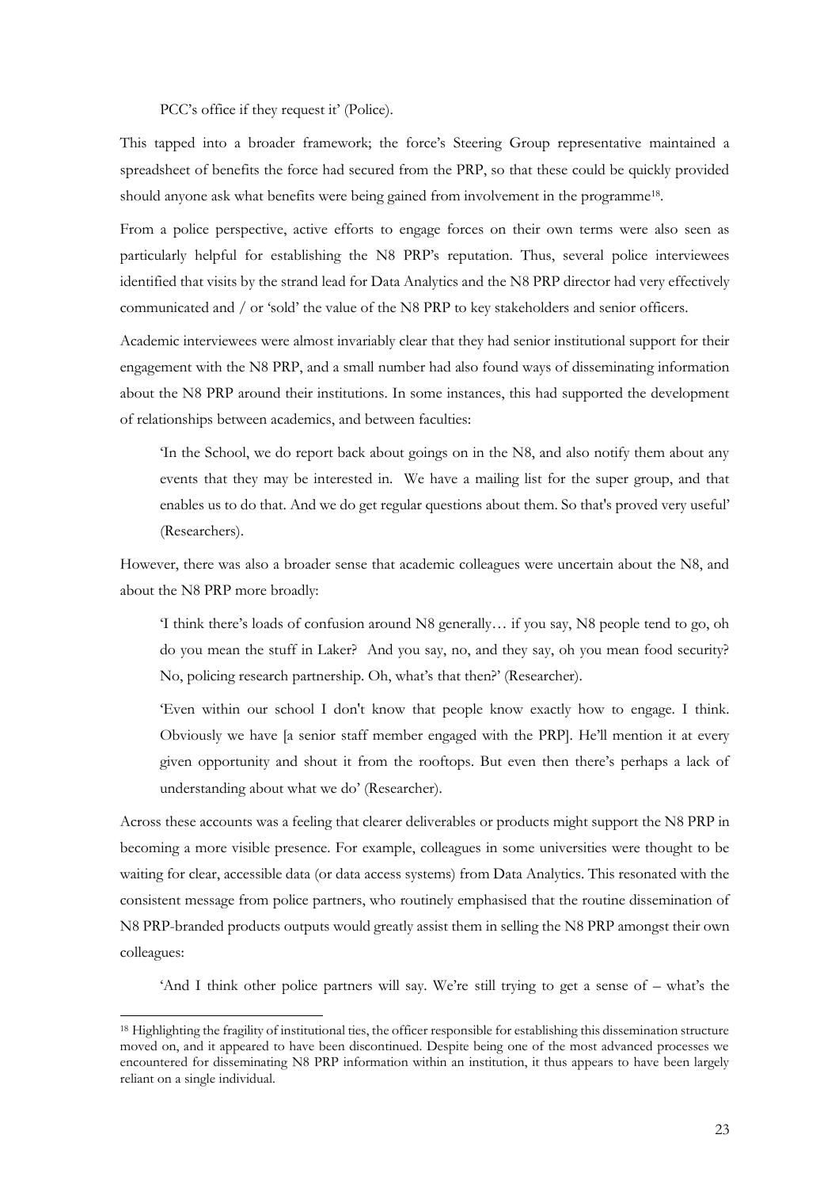PCC's office if they request it' (Police).

This tapped into a broader framework; the force's Steering Group representative maintained a spreadsheet of benefits the force had secured from the PRP, so that these could be quickly provided should anyone ask what benefits were being gained from involvement in the programme[18].

From a police perspective, active efforts to engage forces on their own terms were also seen as particularly helpful for establishing the N8 PRP's reputation. Thus, several police interviewees identified that visits by the strand lead for Data Analytics and the N8 PRP director had very effectively communicated and / or 'sold' the value of the N8 PRP to key stakeholders and senior officers.

Academic interviewees were almost invariably clear that they had senior institutional support for their engagement with the N8 PRP, and a small number had also found ways of disseminating information about the N8 PRP around their institutions. In some instances, this had supported the development of relationships between academics, and between faculties:

> 'In the School, we do report back about goings on in the N8, and also notify them about any events that they may be interested in. We have a mailing list for the super group, and that enables us to do that. And we do get regular questions about them. So that's proved very useful' (Researchers).

However, there was also a broader sense that academic colleagues were uncertain about the N8, and about the N8 PRP more broadly:

> 'I think there's loads of confusion around N8 generally… if you say, N8 people tend to go, oh do you mean the stuff in Laker? And you say, no, and they say, oh you mean food security? No, policing research partnership. Oh, what's that then?' (Researcher).

> 'Even within our school I don't know that people know exactly how to engage. I think. Obviously we have [a senior staff member engaged with the PRP]. He'll mention it at every given opportunity and shout it from the rooftops. But even then there's perhaps a lack of understanding about what we do' (Researcher).

Across these accounts was a feeling that clearer deliverables or products might support the N8 PRP in becoming a more visible presence. For example, colleagues in some universities were thought to be waiting for clear, accessible data (or data access systems) from Data Analytics. This resonated with the consistent message from police partners, who routinely emphasised that the routine dissemination of N8 PRP-branded products outputs would greatly assist them in selling the N8 PRP amongst their own colleagues:

> 'And I think other police partners will say. We're still trying to get a sense of – what's the

[18] Highlighting the fragility of institutional ties, the officer responsible for establishing this dissemination structure moved on, and it appeared to have been discontinued. Despite being one of the most advanced processes we encountered for disseminating N8 PRP information within an institution, it thus appears to have been largely reliant on a single individual.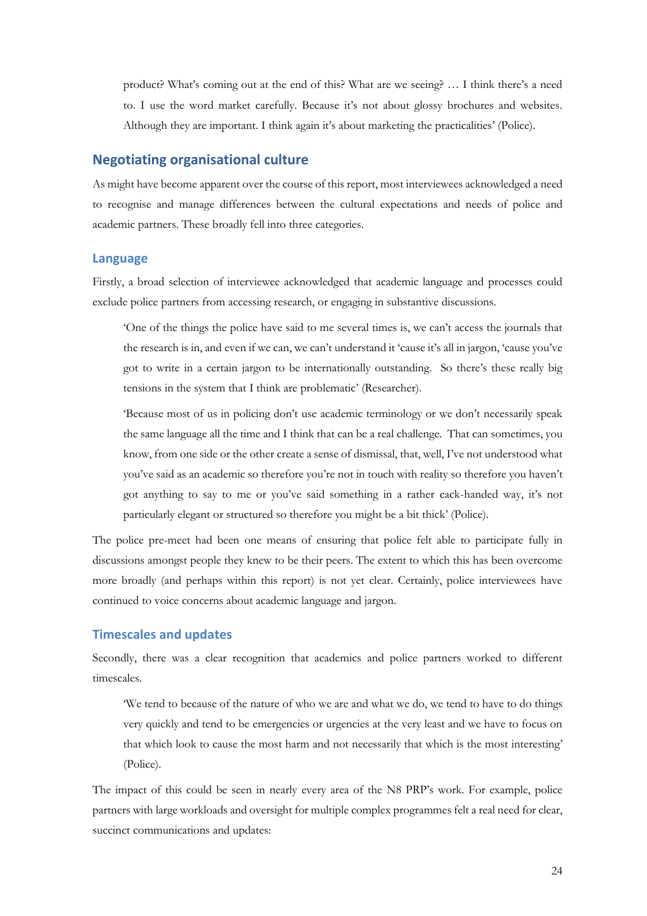product? What's coming out at the end of this? What are we seeing? … I think there's a need to. I use the word market carefully. Because it's not about glossy brochures and websites. Although they are important. I think again it's about marketing the practicalities' (Police).

## Negotiating organisational culture

As might have become apparent over the course of this report, most interviewees acknowledged a need to recognise and manage differences between the cultural expectations and needs of police and academic partners. These broadly fell into three categories.

### Language

Firstly, a broad selection of interviewee acknowledged that academic language and processes could exclude police partners from accessing research, or engaging in substantive discussions.

> 'One of the things the police have said to me several times is, we can't access the journals that the research is in, and even if we can, we can't understand it 'cause it's all in jargon, 'cause you've got to write in a certain jargon to be internationally outstanding. So there's these really big tensions in the system that I think are problematic' (Researcher).

> 'Because most of us in policing don't use academic terminology or we don't necessarily speak the same language all the time and I think that can be a real challenge. That can sometimes, you know, from one side or the other create a sense of dismissal, that, well, I've not understood what you've said as an academic so therefore you're not in touch with reality so therefore you haven't got anything to say to me or you've said something in a rather cack-handed way, it's not particularly elegant or structured so therefore you might be a bit thick' (Police).

The police pre-meet had been one means of ensuring that police felt able to participate fully in discussions amongst people they knew to be their peers. The extent to which this has been overcome more broadly (and perhaps within this report) is not yet clear. Certainly, police interviewees have continued to voice concerns about academic language and jargon.

### Timescales and updates

Secondly, there was a clear recognition that academics and police partners worked to different timescales.

> 'We tend to because of the nature of who we are and what we do, we tend to have to do things very quickly and tend to be emergencies or urgencies at the very least and we have to focus on that which look to cause the most harm and not necessarily that which is the most interesting' (Police).

The impact of this could be seen in nearly every area of the N8 PRP's work. For example, police partners with large workloads and oversight for multiple complex programmes felt a real need for clear, succinct communications and updates: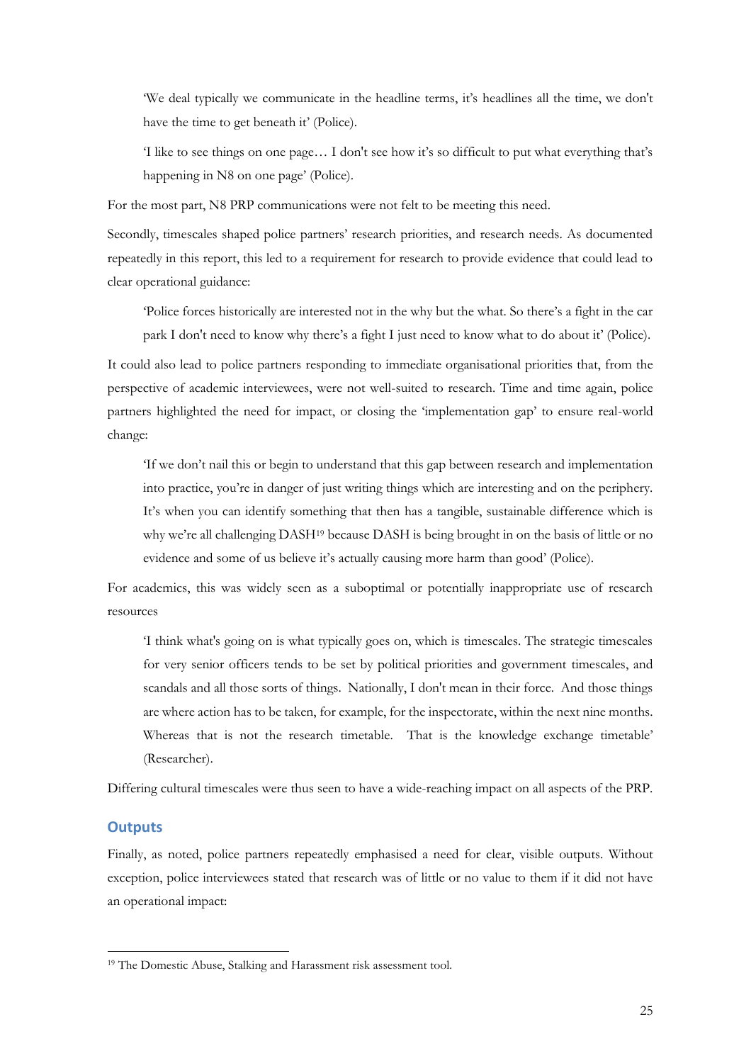'We deal typically we communicate in the headline terms, it's headlines all the time, we don't have the time to get beneath it' (Police).

'I like to see things on one page… I don't see how it's so difficult to put what everything that's happening in N8 on one page' (Police).

For the most part, N8 PRP communications were not felt to be meeting this need.

Secondly, timescales shaped police partners' research priorities, and research needs. As documented repeatedly in this report, this led to a requirement for research to provide evidence that could lead to clear operational guidance:

'Police forces historically are interested not in the why but the what. So there's a fight in the car park I don't need to know why there's a fight I just need to know what to do about it' (Police).

It could also lead to police partners responding to immediate organisational priorities that, from the perspective of academic interviewees, were not well-suited to research. Time and time again, police partners highlighted the need for impact, or closing the 'implementation gap' to ensure real-world change:

'If we don't nail this or begin to understand that this gap between research and implementation into practice, you're in danger of just writing things which are interesting and on the periphery. It's when you can identify something that then has a tangible, sustainable difference which is why we're all challenging DASH[19] because DASH is being brought in on the basis of little or no evidence and some of us believe it's actually causing more harm than good' (Police).

For academics, this was widely seen as a suboptimal or potentially inappropriate use of research resources

'I think what's going on is what typically goes on, which is timescales. The strategic timescales for very senior officers tends to be set by political priorities and government timescales, and scandals and all those sorts of things. Nationally, I don't mean in their force. And those things are where action has to be taken, for example, for the inspectorate, within the next nine months. Whereas that is not the research timetable. That is the knowledge exchange timetable' (Researcher).

Differing cultural timescales were thus seen to have a wide-reaching impact on all aspects of the PRP.

## Outputs

Finally, as noted, police partners repeatedly emphasised a need for clear, visible outputs. Without exception, police interviewees stated that research was of little or no value to them if it did not have an operational impact:

[19] The Domestic Abuse, Stalking and Harassment risk assessment tool.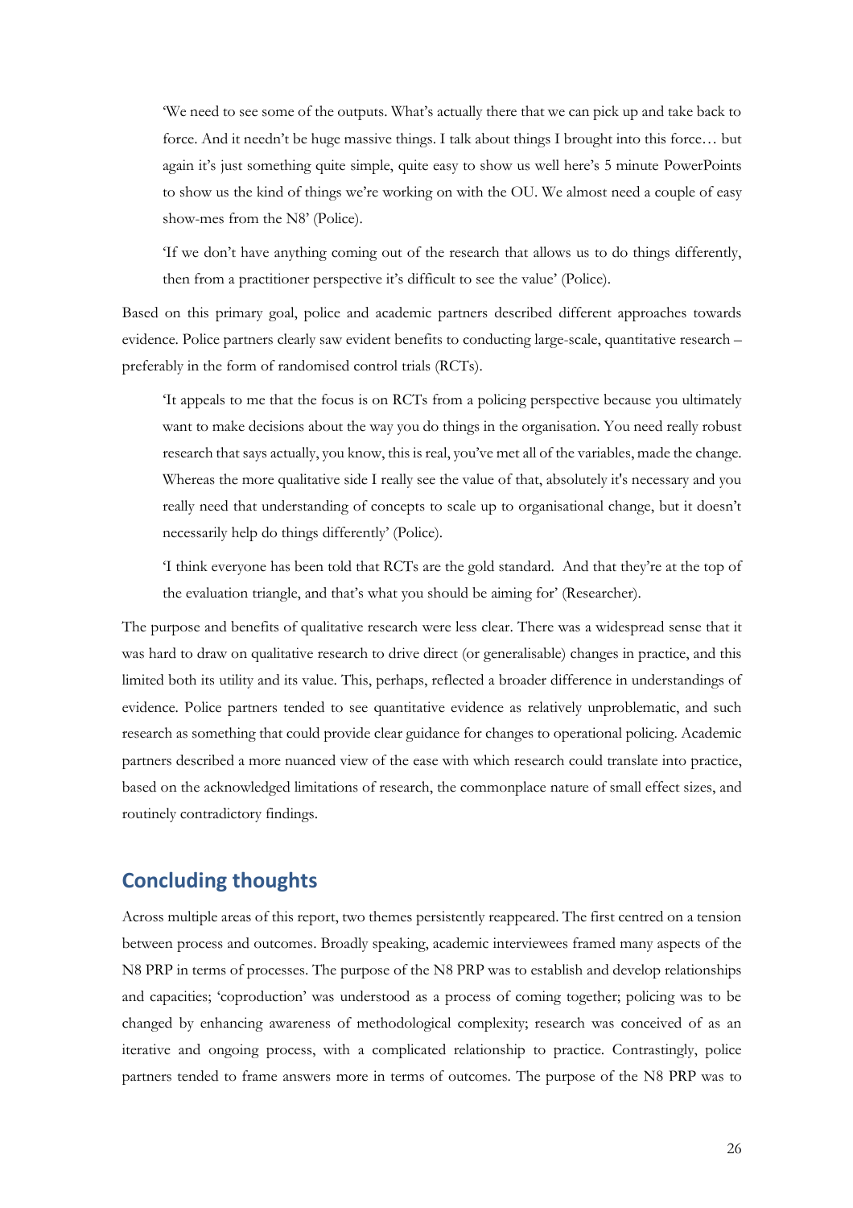> 'We need to see some of the outputs. What's actually there that we can pick up and take back to force. And it needn't be huge massive things. I talk about things I brought into this force… but again it's just something quite simple, quite easy to show us well here's 5 minute PowerPoints to show us the kind of things we're working on with the OU. We almost need a couple of easy show-mes from the N8' (Police).

> 'If we don't have anything coming out of the research that allows us to do things differently, then from a practitioner perspective it's difficult to see the value' (Police).

Based on this primary goal, police and academic partners described different approaches towards evidence. Police partners clearly saw evident benefits to conducting large-scale, quantitative research – preferably in the form of randomised control trials (RCTs).

> 'It appeals to me that the focus is on RCTs from a policing perspective because you ultimately want to make decisions about the way you do things in the organisation. You need really robust research that says actually, you know, this is real, you've met all of the variables, made the change. Whereas the more qualitative side I really see the value of that, absolutely it's necessary and you really need that understanding of concepts to scale up to organisational change, but it doesn't necessarily help do things differently' (Police).

> 'I think everyone has been told that RCTs are the gold standard. And that they're at the top of the evaluation triangle, and that's what you should be aiming for' (Researcher).

The purpose and benefits of qualitative research were less clear. There was a widespread sense that it was hard to draw on qualitative research to drive direct (or generalisable) changes in practice, and this limited both its utility and its value. This, perhaps, reflected a broader difference in understandings of evidence. Police partners tended to see quantitative evidence as relatively unproblematic, and such research as something that could provide clear guidance for changes to operational policing. Academic partners described a more nuanced view of the ease with which research could translate into practice, based on the acknowledged limitations of research, the commonplace nature of small effect sizes, and routinely contradictory findings.

## Concluding thoughts

Across multiple areas of this report, two themes persistently reappeared. The first centred on a tension between process and outcomes. Broadly speaking, academic interviewees framed many aspects of the N8 PRP in terms of processes. The purpose of the N8 PRP was to establish and develop relationships and capacities; 'coproduction' was understood as a process of coming together; policing was to be changed by enhancing awareness of methodological complexity; research was conceived of as an iterative and ongoing process, with a complicated relationship to practice. Contrastingly, police partners tended to frame answers more in terms of outcomes. The purpose of the N8 PRP was to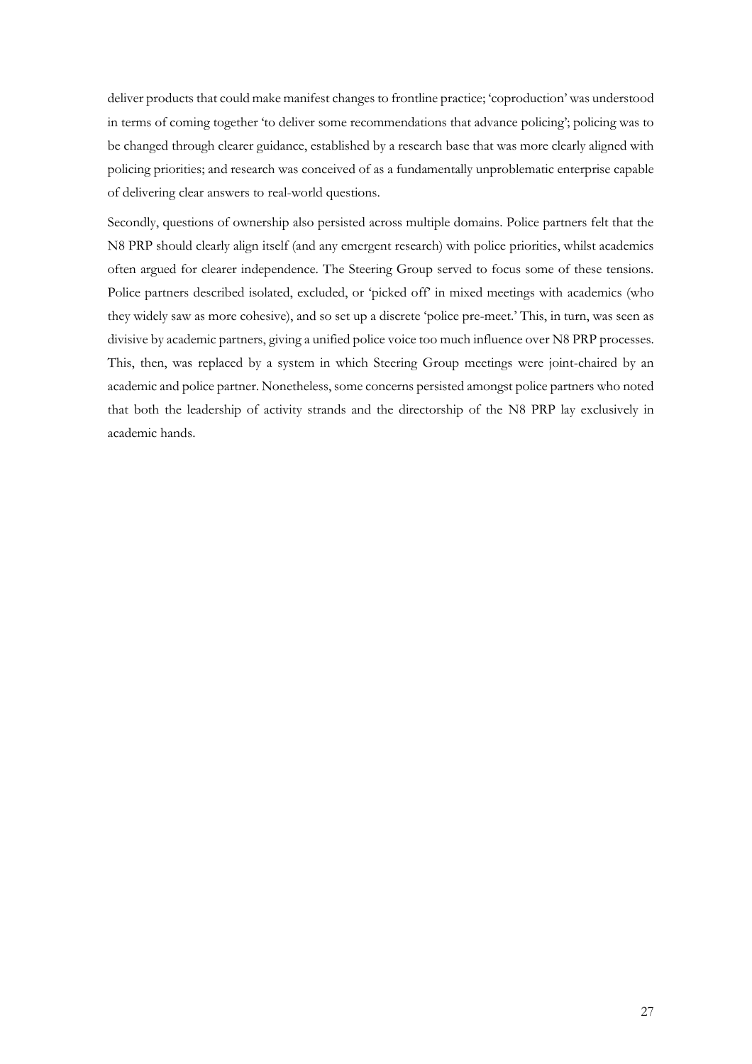deliver products that could make manifest changes to frontline practice; 'coproduction' was understood in terms of coming together 'to deliver some recommendations that advance policing'; policing was to be changed through clearer guidance, established by a research base that was more clearly aligned with policing priorities; and research was conceived of as a fundamentally unproblematic enterprise capable of delivering clear answers to real-world questions.

Secondly, questions of ownership also persisted across multiple domains. Police partners felt that the N8 PRP should clearly align itself (and any emergent research) with police priorities, whilst academics often argued for clearer independence. The Steering Group served to focus some of these tensions. Police partners described isolated, excluded, or 'picked off' in mixed meetings with academics (who they widely saw as more cohesive), and so set up a discrete 'police pre-meet.' This, in turn, was seen as divisive by academic partners, giving a unified police voice too much influence over N8 PRP processes. This, then, was replaced by a system in which Steering Group meetings were joint-chaired by an academic and police partner. Nonetheless, some concerns persisted amongst police partners who noted that both the leadership of activity strands and the directorship of the N8 PRP lay exclusively in academic hands.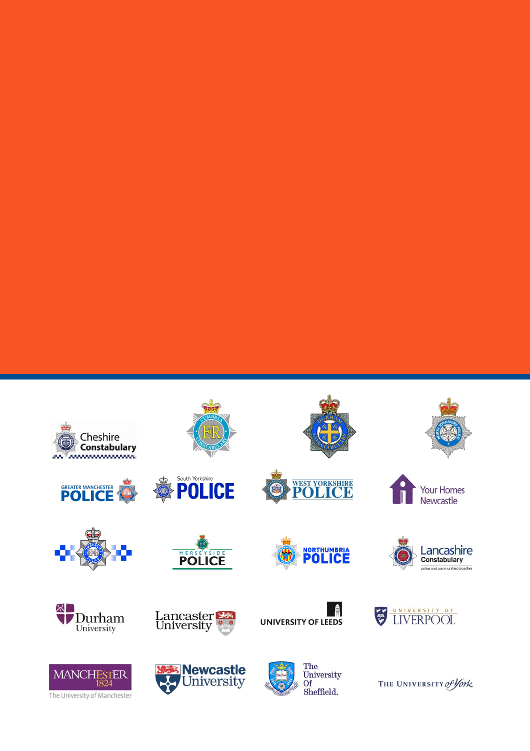Cheshire Constabulary

GREATER MANCHESTER POLICE

South Yorkshire POLICE

WEST YORKSHIRE POLICE

Your Homes Newcastle

MERSEYSIDE POLICE

NORTHUMBRIA POLICE

Lancashire Constabulary

police and communities together

Durham University

Lancaster University

UNIVERSITY OF LEEDS

UNIVERSITY OF LIVERPOOL

MANCHESTER 1824

The University of Manchester

Newcastle University

The University Of Sheffield.

THE UNIVERSITY of York